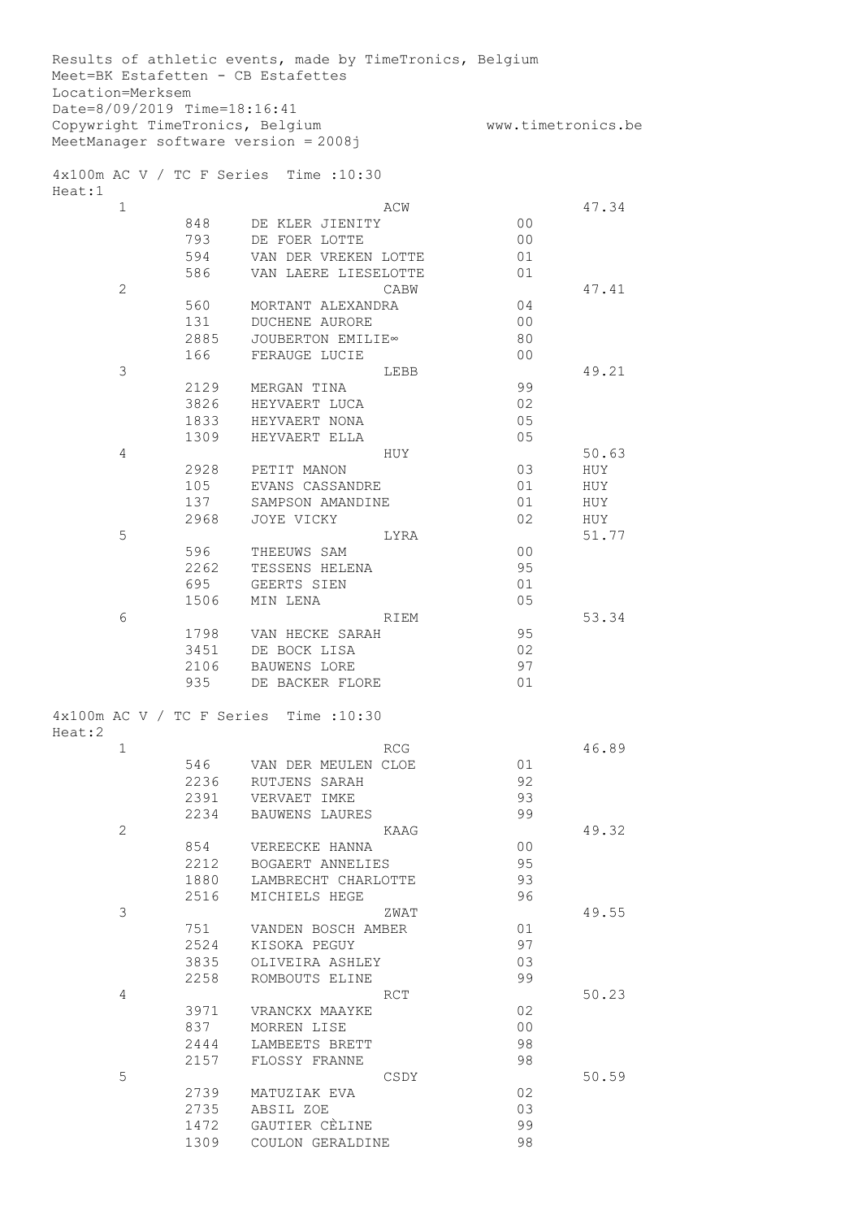Results of athletic events, made by TimeTronics, Belgium
Meet=BK Estafetten - CB Estafettes
Location=Merksem
Date=8/09/2019 Time=18:16:41
Copywright TimeTronics, Belgium www.timetronics.be
MeetManager software version = 2008j

## 4x100m AC V / TC F Series Time :10:30

Heat:1

| Place | Bib | Name / Club | Year | Result |
|---|---|---|---|---|
| 1 | | ACW | | 47.34 |
| | 848 | DE KLER JIENITY | 00 | |
| | 793 | DE FOER LOTTE | 00 | |
| | 594 | VAN DER VREKEN LOTTE | 01 | |
| | 586 | VAN LAERE LIESELOTTE | 01 | |
| 2 | | CABW | | 47.41 |
| | 560 | MORTANT ALEXANDRA | 04 | |
| | 131 | DUCHENE AURORE | 00 | |
| | 2885 | JOUBERTON EMILIE∞ | 80 | |
| | 166 | FERAUGE LUCIE | 00 | |
| 3 | | LEBB | | 49.21 |
| | 2129 | MERGAN TINA | 99 | |
| | 3826 | HEYVAERT LUCA | 02 | |
| | 1833 | HEYVAERT NONA | 05 | |
| | 1309 | HEYVAERT ELLA | 05 | |
| 4 | | HUY | | 50.63 |
| | 2928 | PETIT MANON | 03 | HUY |
| | 105 | EVANS CASSANDRE | 01 | HUY |
| | 137 | SAMPSON AMANDINE | 01 | HUY |
| | 2968 | JOYE VICKY | 02 | HUY |
| 5 | | LYRA | | 51.77 |
| | 596 | THEEUWS SAM | 00 | |
| | 2262 | TESSENS HELENA | 95 | |
| | 695 | GEERTS SIEN | 01 | |
| | 1506 | MIN LENA | 05 | |
| 6 | | RIEM | | 53.34 |
| | 1798 | VAN HECKE SARAH | 95 | |
| | 3451 | DE BOCK LISA | 02 | |
| | 2106 | BAUWENS LORE | 97 | |
| | 935 | DE BACKER FLORE | 01 | |

## 4x100m AC V / TC F Series Time :10:30

Heat:2

| Place | Bib | Name / Club | Year | Result |
|---|---|---|---|---|
| 1 | | RCG | | 46.89 |
| | 546 | VAN DER MEULEN CLOE | 01 | |
| | 2236 | RUTJENS SARAH | 92 | |
| | 2391 | VERVAET IMKE | 93 | |
| | 2234 | BAUWENS LAURES | 99 | |
| 2 | | KAAG | | 49.32 |
| | 854 | VEREECKE HANNA | 00 | |
| | 2212 | BOGAERT ANNELIES | 95 | |
| | 1880 | LAMBRECHT CHARLOTTE | 93 | |
| | 2516 | MICHIELS HEGE | 96 | |
| 3 | | ZWAT | | 49.55 |
| | 751 | VANDEN BOSCH AMBER | 01 | |
| | 2524 | KISOKA PEGUY | 97 | |
| | 3835 | OLIVEIRA ASHLEY | 03 | |
| | 2258 | ROMBOUTS ELINE | 99 | |
| 4 | | RCT | | 50.23 |
| | 3971 | VRANCKX MAAYKE | 02 | |
| | 837 | MORREN LISE | 00 | |
| | 2444 | LAMBEETS BRETT | 98 | |
| | 2157 | FLOSSY FRANNE | 98 | |
| 5 | | CSDY | | 50.59 |
| | 2739 | MATUZIAK EVA | 02 | |
| | 2735 | ABSIL ZOE | 03 | |
| | 1472 | GAUTIER CÈLINE | 99 | |
| | 1309 | COULON GERALDINE | 98 | |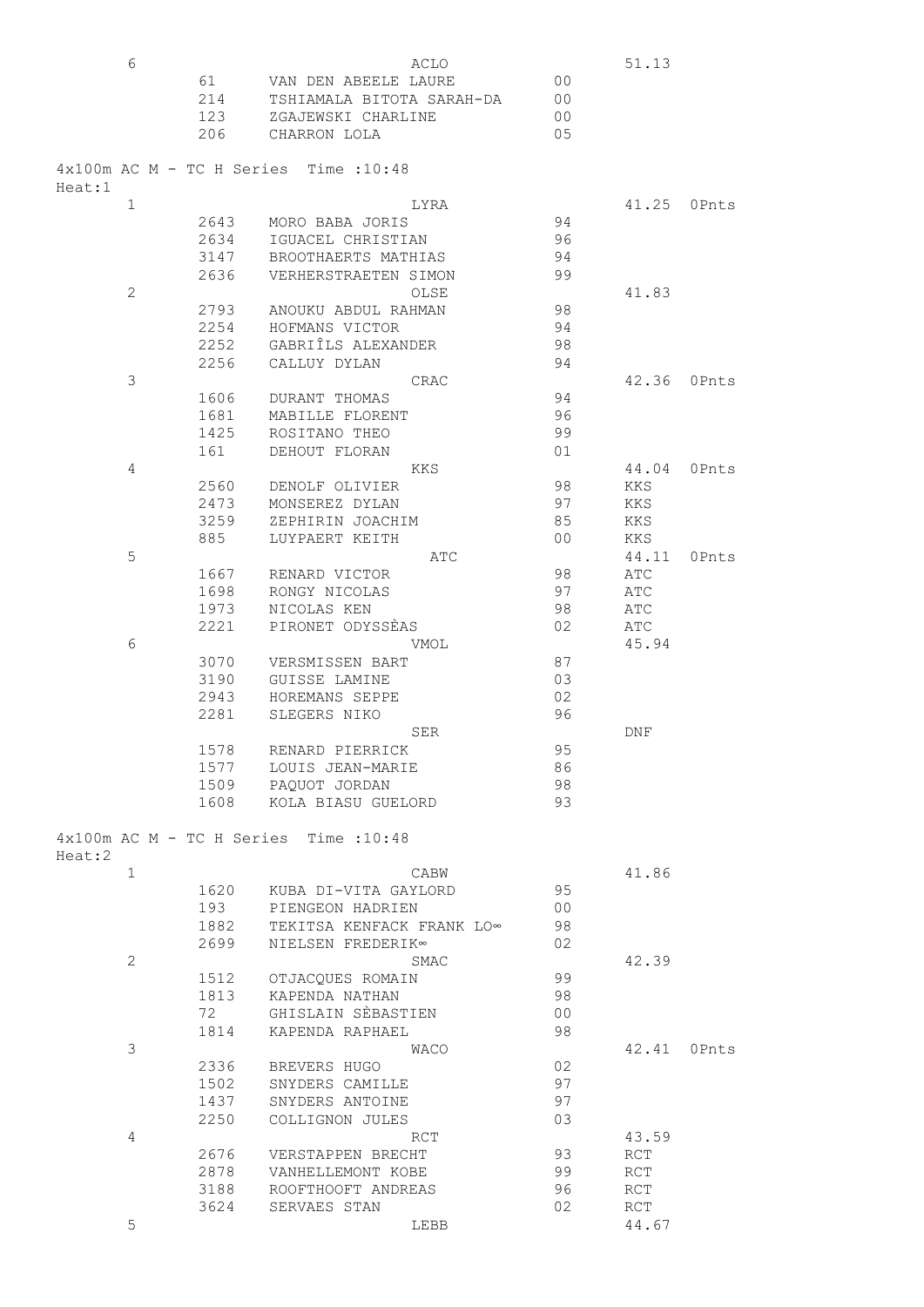| | | | | | |
|---|---|---|---|---|---|
| 6 | | ACLO | | 51.13 | |
| | 61 | VAN DEN ABEELE LAURE | 00 | | |
| | 214 | TSHIAMALA BITOTA SARAH-DA | 00 | | |
| | 123 | ZGAJEWSKI CHARLINE | 00 | | |
| | 206 | CHARRON LOLA | 05 | | |

4x100m AC M - TC H Series Time :10:48

Heat:1

| | | | | | |
|---|---|---|---|---|---|
| 1 | | LYRA | | 41.25 | 0Pnts |
| | 2643 | MORO BABA JORIS | 94 | | |
| | 2634 | IGUACEL CHRISTIAN | 96 | | |
| | 3147 | BROOTHAERTS MATHIAS | 94 | | |
| | 2636 | VERHERSTRAETEN SIMON | 99 | | |
| 2 | | OLSE | | 41.83 | |
| | 2793 | ANOUKU ABDUL RAHMAN | 98 | | |
| | 2254 | HOFMANS VICTOR | 94 | | |
| | 2252 | GABRIÎLS ALEXANDER | 98 | | |
| | 2256 | CALLUY DYLAN | 94 | | |
| 3 | | CRAC | | 42.36 | 0Pnts |
| | 1606 | DURANT THOMAS | 94 | | |
| | 1681 | MABILLE FLORENT | 96 | | |
| | 1425 | ROSITANO THEO | 99 | | |
| | 161 | DEHOUT FLORAN | 01 | | |
| 4 | | KKS | | 44.04 | 0Pnts |
| | 2560 | DENOLF OLIVIER | 98 | KKS | |
| | 2473 | MONSEREZ DYLAN | 97 | KKS | |
| | 3259 | ZEPHIRIN JOACHIM | 85 | KKS | |
| | 885 | LUYPAERT KEITH | 00 | KKS | |
| 5 | | ATC | | 44.11 | 0Pnts |
| | 1667 | RENARD VICTOR | 98 | ATC | |
| | 1698 | RONGY NICOLAS | 97 | ATC | |
| | 1973 | NICOLAS KEN | 98 | ATC | |
| | 2221 | PIRONET ODYSSÈAS | 02 | ATC | |
| 6 | | VMOL | | 45.94 | |
| | 3070 | VERSMISSEN BART | 87 | | |
| | 3190 | GUISSE LAMINE | 03 | | |
| | 2943 | HOREMANS SEPPE | 02 | | |
| | 2281 | SLEGERS NIKO | 96 | | |
| | | SER | | DNF | |
| | 1578 | RENARD PIERRICK | 95 | | |
| | 1577 | LOUIS JEAN-MARIE | 86 | | |
| | 1509 | PAQUOT JORDAN | 98 | | |
| | 1608 | KOLA BIASU GUELORD | 93 | | |

4x100m AC M - TC H Series Time :10:48

Heat:2

| | | | | | |
|---|---|---|---|---|---|
| 1 | | CABW | | 41.86 | |
| | 1620 | KUBA DI-VITA GAYLORD | 95 | | |
| | 193 | PIENGEON HADRIEN | 00 | | |
| | 1882 | TEKITSA KENFACK FRANK LO∞ | 98 | | |
| | 2699 | NIELSEN FREDERIK∞ | 02 | | |
| 2 | | SMAC | | 42.39 | |
| | 1512 | OTJACQUES ROMAIN | 99 | | |
| | 1813 | KAPENDA NATHAN | 98 | | |
| | 72 | GHISLAIN SÈBASTIEN | 00 | | |
| | 1814 | KAPENDA RAPHAEL | 98 | | |
| 3 | | WACO | | 42.41 | 0Pnts |
| | 2336 | BREVERS HUGO | 02 | | |
| | 1502 | SNYDERS CAMILLE | 97 | | |
| | 1437 | SNYDERS ANTOINE | 97 | | |
| | 2250 | COLLIGNON JULES | 03 | | |
| 4 | | RCT | | 43.59 | |
| | 2676 | VERSTAPPEN BRECHT | 93 | RCT | |
| | 2878 | VANHELLEMONT KOBE | 99 | RCT | |
| | 3188 | ROOFTHOOFT ANDREAS | 96 | RCT | |
| | 3624 | SERVAES STAN | 02 | RCT | |
| 5 | | LEBB | | 44.67 | |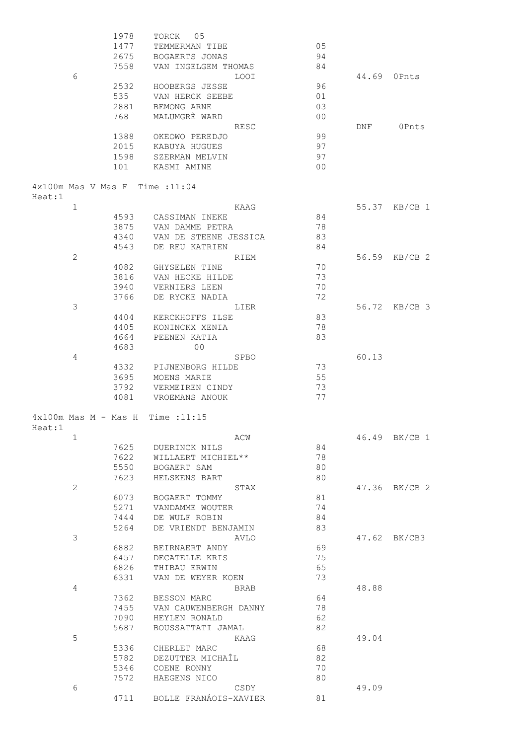| | | | | | |
|---|---|---|---|---|---|
| | 1978 | TORCK 05 | | | |
| | 1477 | TEMMERMAN TIBE | 05 | | |
| | 2675 | BOGAERTS JONAS | 94 | | |
| | 7558 | VAN INGELGEM THOMAS | 84 | | |
| 6 | | LOOI | | 44.69 | 0Pnts |
| | 2532 | HOOBERGS JESSE | 96 | | |
| | 535 | VAN HERCK SEEBE | 01 | | |
| | 2881 | BEMONG ARNE | 03 | | |
| | 768 | MALUMGRÈ WARD | 00 | | |
| | | RESC | | DNF | 0Pnts |
| | 1388 | OKEOWO PEREDJO | 99 | | |
| | 2015 | KABUYA HUGUES | 97 | | |
| | 1598 | SZERMAN MELVIN | 97 | | |
| | 101 | KASMI AMINE | 00 | | |

4x100m Mas V Mas F Time :11:04

Heat:1

| | | | | | |
|---|---|---|---|---|---|
| 1 | | KAAG | | 55.37 | KB/CB 1 |
| | 4593 | CASSIMAN INEKE | 84 | | |
| | 3875 | VAN DAMME PETRA | 78 | | |
| | 4340 | VAN DE STEENE JESSICA | 83 | | |
| | 4543 | DE REU KATRIEN | 84 | | |
| 2 | | RIEM | | 56.59 | KB/CB 2 |
| | 4082 | GHYSELEN TINE | 70 | | |
| | 3816 | VAN HECKE HILDE | 73 | | |
| | 3940 | VERNIERS LEEN | 70 | | |
| | 3766 | DE RYCKE NADIA | 72 | | |
| 3 | | LIER | | 56.72 | KB/CB 3 |
| | 4404 | KERCKHOFFS ILSE | 83 | | |
| | 4405 | KONINCKX XENIA | 78 | | |
| | 4664 | PEENEN KATIA | 83 | | |
| | 4683 | 00 | | | |
| 4 | | SPBO | | 60.13 | |
| | 4332 | PIJNENBORG HILDE | 73 | | |
| | 3695 | MOENS MARIE | 55 | | |
| | 3792 | VERMEIREN CINDY | 73 | | |
| | 4081 | VROEMANS ANOUK | 77 | | |

4x100m Mas M - Mas H Time :11:15

Heat:1

| | | | | | |
|---|---|---|---|---|---|
| 1 | | ACW | | 46.49 | BK/CB 1 |
| | 7625 | DUERINCK NILS | 84 | | |
| | 7622 | WILLAERT MICHIEL** | 78 | | |
| | 5550 | BOGAERT SAM | 80 | | |
| | 7623 | HELSKENS BART | 80 | | |
| 2 | | STAX | | 47.36 | BK/CB 2 |
| | 6073 | BOGAERT TOMMY | 81 | | |
| | 5271 | VANDAMME WOUTER | 74 | | |
| | 7444 | DE WULF ROBIN | 84 | | |
| | 5264 | DE VRIENDT BENJAMIN | 83 | | |
| 3 | | AVLO | | 47.62 | BK/CB3 |
| | 6882 | BEIRNAERT ANDY | 69 | | |
| | 6457 | DECATELLE KRIS | 75 | | |
| | 6826 | THIBAU ERWIN | 65 | | |
| | 6331 | VAN DE WEYER KOEN | 73 | | |
| 4 | | BRAB | | 48.88 | |
| | 7362 | BESSON MARC | 64 | | |
| | 7455 | VAN CAUWENBERGH DANNY | 78 | | |
| | 7090 | HEYLEN RONALD | 62 | | |
| | 5687 | BOUSSATTATI JAMAL | 82 | | |
| 5 | | KAAG | | 49.04 | |
| | 5336 | CHERLET MARC | 68 | | |
| | 5782 | DEZUTTER MICHAÎL | 82 | | |
| | 5346 | COENE RONNY | 70 | | |
| | 7572 | HAEGENS NICO | 80 | | |
| 6 | | CSDY | | 49.09 | |
| | 4711 | BOLLE FRANÁOIS-XAVIER | 81 | | |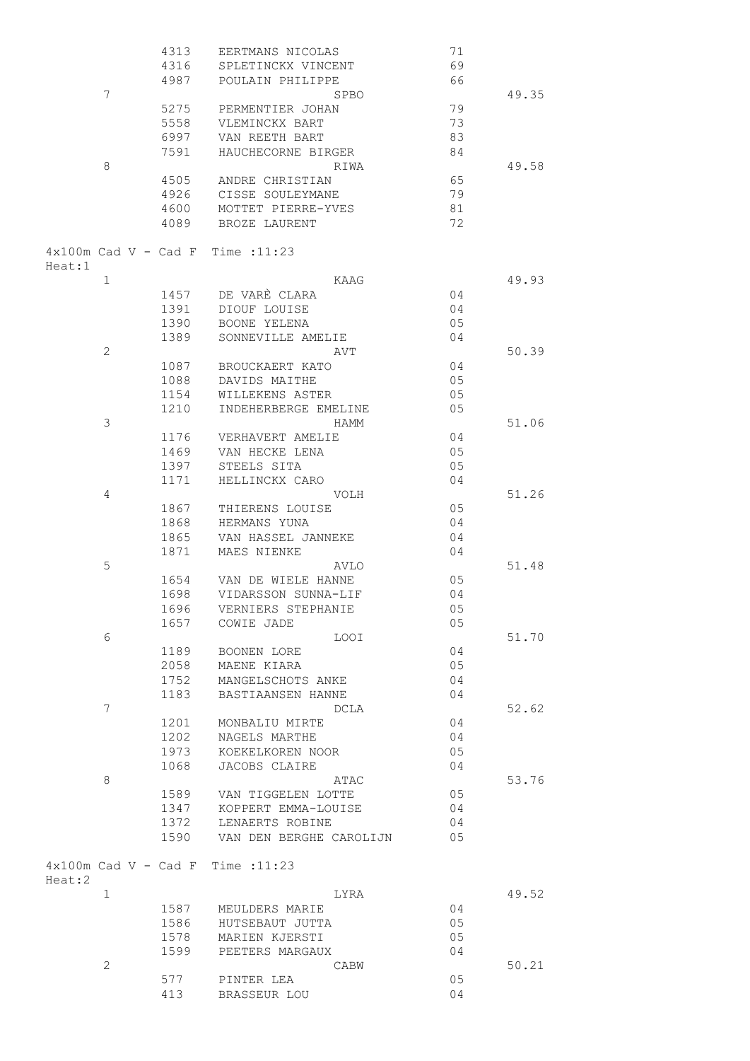| | | | | |
|---|---|---|---|---|
| | 4313 | EERTMANS NICOLAS | 71 | |
| | 4316 | SPLETINCKX VINCENT | 69 | |
| | 4987 | POULAIN PHILIPPE | 66 | |
| 7 | | SPBO | | 49.35 |
| | 5275 | PERMENTIER JOHAN | 79 | |
| | 5558 | VLEMINCKX BART | 73 | |
| | 6997 | VAN REETH BART | 83 | |
| | 7591 | HAUCHECORNE BIRGER | 84 | |
| 8 | | RIWA | | 49.58 |
| | 4505 | ANDRE CHRISTIAN | 65 | |
| | 4926 | CISSE SOULEYMANE | 79 | |
| | 4600 | MOTTET PIERRE-YVES | 81 | |
| | 4089 | BROZE LAURENT | 72 | |

4x100m Cad V - Cad F Time :11:23
Heat:1

| | | | | |
|---|---|---|---|---|
| 1 | | KAAG | | 49.93 |
| | 1457 | DE VARÈ CLARA | 04 | |
| | 1391 | DIOUF LOUISE | 04 | |
| | 1390 | BOONE YELENA | 05 | |
| | 1389 | SONNEVILLE AMELIE | 04 | |
| 2 | | AVT | | 50.39 |
| | 1087 | BROUCKAERT KATO | 04 | |
| | 1088 | DAVIDS MAITHE | 05 | |
| | 1154 | WILLEKENS ASTER | 05 | |
| | 1210 | INDEHERBERGE EMELINE | 05 | |
| 3 | | HAMM | | 51.06 |
| | 1176 | VERHAVERT AMELIE | 04 | |
| | 1469 | VAN HECKE LENA | 05 | |
| | 1397 | STEELS SITA | 05 | |
| | 1171 | HELLINCKX CARO | 04 | |
| 4 | | VOLH | | 51.26 |
| | 1867 | THIERENS LOUISE | 05 | |
| | 1868 | HERMANS YUNA | 04 | |
| | 1865 | VAN HASSEL JANNEKE | 04 | |
| | 1871 | MAES NIENKE | 04 | |
| 5 | | AVLO | | 51.48 |
| | 1654 | VAN DE WIELE HANNE | 05 | |
| | 1698 | VIDARSSON SUNNA-LIF | 04 | |
| | 1696 | VERNIERS STEPHANIE | 05 | |
| | 1657 | COWIE JADE | 05 | |
| 6 | | LOOI | | 51.70 |
| | 1189 | BOONEN LORE | 04 | |
| | 2058 | MAENE KIARA | 05 | |
| | 1752 | MANGELSCHOTS ANKE | 04 | |
| | 1183 | BASTIAANSEN HANNE | 04 | |
| 7 | | DCLA | | 52.62 |
| | 1201 | MONBALIU MIRTE | 04 | |
| | 1202 | NAGELS MARTHE | 04 | |
| | 1973 | KOEKELKOREN NOOR | 05 | |
| | 1068 | JACOBS CLAIRE | 04 | |
| 8 | | ATAC | | 53.76 |
| | 1589 | VAN TIGGELEN LOTTE | 05 | |
| | 1347 | KOPPERT EMMA-LOUISE | 04 | |
| | 1372 | LENAERTS ROBINE | 04 | |
| | 1590 | VAN DEN BERGHE CAROLIJN | 05 | |

4x100m Cad V - Cad F Time :11:23
Heat:2

| | | | | |
|---|---|---|---|---|
| 1 | | LYRA | | 49.52 |
| | 1587 | MEULDERS MARIE | 04 | |
| | 1586 | HUTSEBAUT JUTTA | 05 | |
| | 1578 | MARIEN KJERSTI | 05 | |
| | 1599 | PEETERS MARGAUX | 04 | |
| 2 | | CABW | | 50.21 |
| | 577 | PINTER LEA | 05 | |
| | 413 | BRASSEUR LOU | 04 | |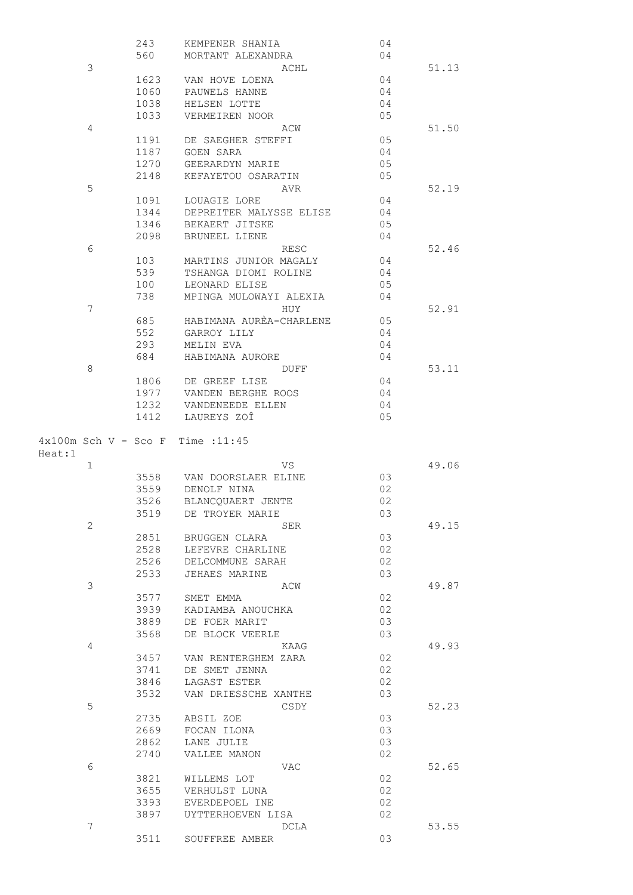| | | | | |
|---|---|---|---|---|
| | 243 | KEMPENER SHANIA | 04 | |
| | 560 | MORTANT ALEXANDRA | 04 | |
| 3 | | ACHL | | 51.13 |
| | 1623 | VAN HOVE LOENA | 04 | |
| | 1060 | PAUWELS HANNE | 04 | |
| | 1038 | HELSEN LOTTE | 04 | |
| | 1033 | VERMEIREN NOOR | 05 | |
| 4 | | ACW | | 51.50 |
| | 1191 | DE SAEGHER STEFFI | 05 | |
| | 1187 | GOEN SARA | 04 | |
| | 1270 | GEERARDYN MARIE | 05 | |
| | 2148 | KEFAYETOU OSARATIN | 05 | |
| 5 | | AVR | | 52.19 |
| | 1091 | LOUAGIE LORE | 04 | |
| | 1344 | DEPREITER MALYSSE ELISE | 04 | |
| | 1346 | BEKAERT JITSKE | 05 | |
| | 2098 | BRUNEEL LIENE | 04 | |
| 6 | | RESC | | 52.46 |
| | 103 | MARTINS JUNIOR MAGALY | 04 | |
| | 539 | TSHANGA DIOMI ROLINE | 04 | |
| | 100 | LEONARD ELISE | 05 | |
| | 738 | MPINGA MULOWAYI ALEXIA | 04 | |
| 7 | | HUY | | 52.91 |
| | 685 | HABIMANA AURÈA-CHARLENE | 05 | |
| | 552 | GARROY LILY | 04 | |
| | 293 | MELIN EVA | 04 | |
| | 684 | HABIMANA AURORE | 04 | |
| 8 | | DUFF | | 53.11 |
| | 1806 | DE GREEF LISE | 04 | |
| | 1977 | VANDEN BERGHE ROOS | 04 | |
| | 1232 | VANDENEEDE ELLEN | 04 | |
| | 1412 | LAUREYS ZOÎ | 05 | |

4x100m Sch V - Sco F Time :11:45

Heat:1

| | | | | |
|---|---|---|---|---|
| 1 | | VS | | 49.06 |
| | 3558 | VAN DOORSLAER ELINE | 03 | |
| | 3559 | DENOLF NINA | 02 | |
| | 3526 | BLANCQUAERT JENTE | 02 | |
| | 3519 | DE TROYER MARIE | 03 | |
| 2 | | SER | | 49.15 |
| | 2851 | BRUGGEN CLARA | 03 | |
| | 2528 | LEFEVRE CHARLINE | 02 | |
| | 2526 | DELCOMMUNE SARAH | 02 | |
| | 2533 | JEHAES MARINE | 03 | |
| 3 | | ACW | | 49.87 |
| | 3577 | SMET EMMA | 02 | |
| | 3939 | KADIAMBA ANOUCHKA | 02 | |
| | 3889 | DE FOER MARIT | 03 | |
| | 3568 | DE BLOCK VEERLE | 03 | |
| 4 | | KAAG | | 49.93 |
| | 3457 | VAN RENTERGHEM ZARA | 02 | |
| | 3741 | DE SMET JENNA | 02 | |
| | 3846 | LAGAST ESTER | 02 | |
| | 3532 | VAN DRIESSCHE XANTHE | 03 | |
| 5 | | CSDY | | 52.23 |
| | 2735 | ABSIL ZOE | 03 | |
| | 2669 | FOCAN ILONA | 03 | |
| | 2862 | LANE JULIE | 03 | |
| | 2740 | VALLEE MANON | 02 | |
| 6 | | VAC | | 52.65 |
| | 3821 | WILLEMS LOT | 02 | |
| | 3655 | VERHULST LUNA | 02 | |
| | 3393 | EVERDEPOEL INE | 02 | |
| | 3897 | UYTTERHOEVEN LISA | 02 | |
| 7 | | DCLA | | 53.55 |
| | 3511 | SOUFFREE AMBER | 03 | |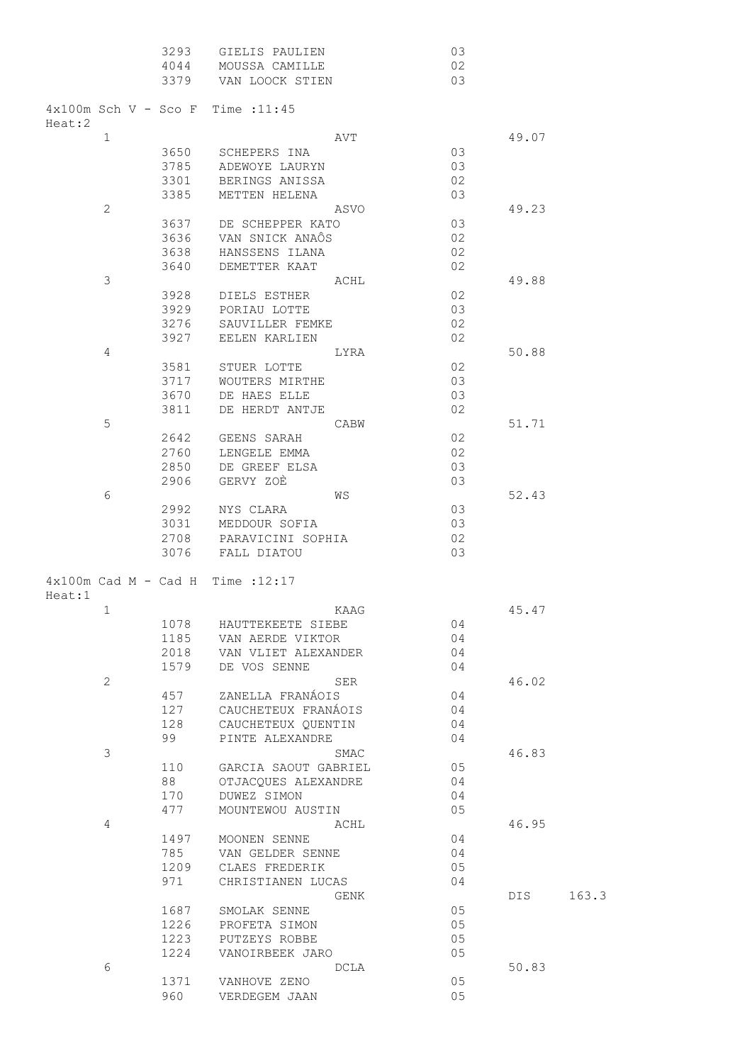| | | | | |
|---|---|---|---|---|
| 3293 | GIELIS PAULIEN | 03 | | |
| 4044 | MOUSSA CAMILLE | 02 | | |
| 3379 | VAN LOOCK STIEN | 03 | | |

4x100m Sch V - Sco F Time :11:45
Heat:2

| Pl. | Nr | Naam | Jaar | Tijd |
|---|---|---|---|---|
| 1 | | AVT | | 49.07 |
| | 3650 | SCHEPERS INA | 03 | |
| | 3785 | ADEWOYE LAURYN | 03 | |
| | 3301 | BERINGS ANISSA | 02 | |
| | 3385 | METTEN HELENA | 03 | |
| 2 | | ASVO | | 49.23 |
| | 3637 | DE SCHEPPER KATO | 03 | |
| | 3636 | VAN SNICK ANAÔS | 02 | |
| | 3638 | HANSSENS ILANA | 02 | |
| | 3640 | DEMETTER KAAT | 02 | |
| 3 | | ACHL | | 49.88 |
| | 3928 | DIELS ESTHER | 02 | |
| | 3929 | PORIAU LOTTE | 03 | |
| | 3276 | SAUVILLER FEMKE | 02 | |
| | 3927 | EELEN KARLIEN | 02 | |
| 4 | | LYRA | | 50.88 |
| | 3581 | STUER LOTTE | 02 | |
| | 3717 | WOUTERS MIRTHE | 03 | |
| | 3670 | DE HAES ELLE | 03 | |
| | 3811 | DE HERDT ANTJE | 02 | |
| 5 | | CABW | | 51.71 |
| | 2642 | GEENS SARAH | 02 | |
| | 2760 | LENGELE EMMA | 02 | |
| | 2850 | DE GREEF ELSA | 03 | |
| | 2906 | GERVY ZOÈ | 03 | |
| 6 | | WS | | 52.43 |
| | 2992 | NYS CLARA | 03 | |
| | 3031 | MEDDOUR SOFIA | 03 | |
| | 2708 | PARAVICINI SOPHIA | 02 | |
| | 3076 | FALL DIATOU | 03 | |

4x100m Cad M - Cad H Time :12:17
Heat:1

| Pl. | Nr | Naam | Jaar | Tijd | |
|---|---|---|---|---|---|
| 1 | | KAAG | | 45.47 | |
| | 1078 | HAUTTEKEETE SIEBE | 04 | | |
| | 1185 | VAN AERDE VIKTOR | 04 | | |
| | 2018 | VAN VLIET ALEXANDER | 04 | | |
| | 1579 | DE VOS SENNE | 04 | | |
| 2 | | SER | | 46.02 | |
| | 457 | ZANELLA FRANÁOIS | 04 | | |
| | 127 | CAUCHETEUX FRANÁOIS | 04 | | |
| | 128 | CAUCHETEUX QUENTIN | 04 | | |
| | 99 | PINTE ALEXANDRE | 04 | | |
| 3 | | SMAC | | 46.83 | |
| | 110 | GARCIA SAOUT GABRIEL | 05 | | |
| | 88 | OTJACQUES ALEXANDRE | 04 | | |
| | 170 | DUWEZ SIMON | 04 | | |
| | 477 | MOUNTEWOU AUSTIN | 05 | | |
| 4 | | ACHL | | 46.95 | |
| | 1497 | MOONEN SENNE | 04 | | |
| | 785 | VAN GELDER SENNE | 04 | | |
| | 1209 | CLAES FREDERIK | 05 | | |
| | 971 | CHRISTIANEN LUCAS | 04 | | |
| | | GENK | | DIS | 163.3 |
| | 1687 | SMOLAK SENNE | 05 | | |
| | 1226 | PROFETA SIMON | 05 | | |
| | 1223 | PUTZEYS ROBBE | 05 | | |
| | 1224 | VANOIRBEEK JARO | 05 | | |
| 6 | | DCLA | | 50.83 | |
| | 1371 | VANHOVE ZENO | 05 | | |
| | 960 | VERDEGEM JAAN | 05 | | |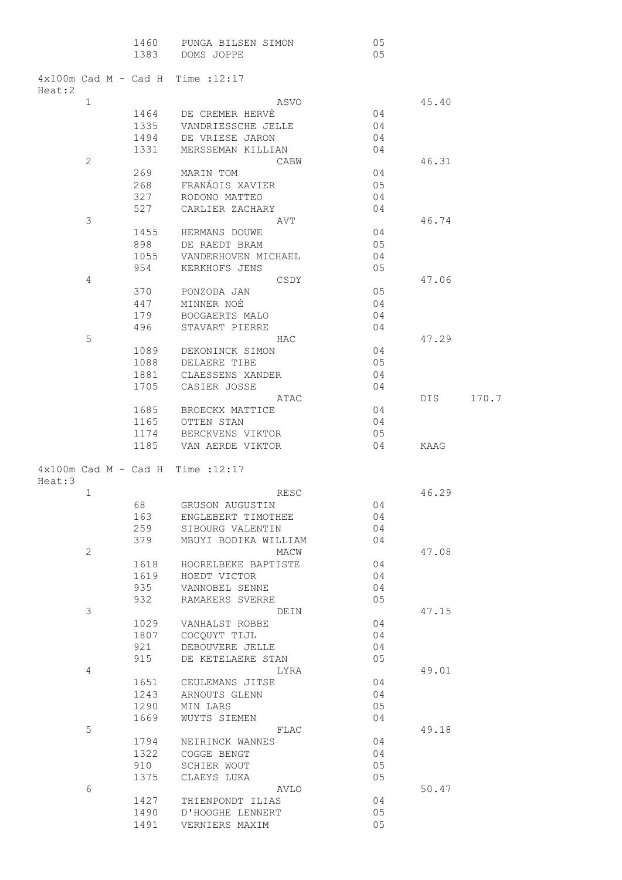| | | | | |
|---|---|---|---|---|
| 1460 | PUNGA BILSEN SIMON | 05 | | |
| 1383 | DOMS JOPPE | 05 | | |

4x100m Cad M - Cad H Time :12:17
Heat:2

| Place | Nr | Name / Club | Year | Time | |
|---|---|---|---|---|---|
| 1 | | ASVO | | 45.40 | |
| | 1464 | DE CREMER HERVÈ | 04 | | |
| | 1335 | VANDRIESSCHE JELLE | 04 | | |
| | 1494 | DE VRIESE JARON | 04 | | |
| | 1331 | MERSSEMAN KILLIAN | 04 | | |
| 2 | | CABW | | 46.31 | |
| | 269 | MARIN TOM | 04 | | |
| | 268 | FRANÁOIS XAVIER | 05 | | |
| | 327 | RODONO MATTEO | 04 | | |
| | 527 | CARLIER ZACHARY | 04 | | |
| 3 | | AVT | | 46.74 | |
| | 1455 | HERMANS DOUWE | 04 | | |
| | 898 | DE RAEDT BRAM | 05 | | |
| | 1055 | VANDERHOVEN MICHAEL | 04 | | |
| | 954 | KERKHOFS JENS | 05 | | |
| 4 | | CSDY | | 47.06 | |
| | 370 | PONZODA JAN | 05 | | |
| | 447 | MINNER NOÈ | 04 | | |
| | 179 | BOOGAERTS MALO | 04 | | |
| | 496 | STAVART PIERRE | 04 | | |
| 5 | | HAC | | 47.29 | |
| | 1089 | DEKONINCK SIMON | 04 | | |
| | 1088 | DELAERE TIBE | 05 | | |
| | 1881 | CLAESSENS XANDER | 04 | | |
| | 1705 | CASIER JOSSE | 04 | | |
| | | ATAC | | DIS | 170.7 |
| | 1685 | BROECKX MATTICE | 04 | | |
| | 1165 | OTTEN STAN | 04 | | |
| | 1174 | BERCKVENS VIKTOR | 05 | | |
| | 1185 | VAN AERDE VIKTOR | 04 | KAAG | |

4x100m Cad M - Cad H Time :12:17
Heat:3

| Place | Nr | Name / Club | Year | Time |
|---|---|---|---|---|
| 1 | | RESC | | 46.29 |
| | 68 | GRUSON AUGUSTIN | 04 | |
| | 163 | ENGLEBERT TIMOTHEE | 04 | |
| | 259 | SIBOURG VALENTIN | 04 | |
| | 379 | MBUYI BODIKA WILLIAM | 04 | |
| 2 | | MACW | | 47.08 |
| | 1618 | HOORELBEKE BAPTISTE | 04 | |
| | 1619 | HOEDT VICTOR | 04 | |
| | 935 | VANNOBEL SENNE | 04 | |
| | 932 | RAMAKERS SVERRE | 05 | |
| 3 | | DEIN | | 47.15 |
| | 1029 | VANHALST ROBBE | 04 | |
| | 1807 | COCQUYT TIJL | 04 | |
| | 921 | DEBOUVERE JELLE | 04 | |
| | 915 | DE KETELAERE STAN | 05 | |
| 4 | | LYRA | | 49.01 |
| | 1651 | CEULEMANS JITSE | 04 | |
| | 1243 | ARNOUTS GLENN | 04 | |
| | 1290 | MIN LARS | 05 | |
| | 1669 | WUYTS SIEMEN | 04 | |
| 5 | | FLAC | | 49.18 |
| | 1794 | NEIRINCK WANNES | 04 | |
| | 1322 | COGGE BENGT | 04 | |
| | 910 | SCHIER WOUT | 05 | |
| | 1375 | CLAEYS LUKA | 05 | |
| 6 | | AVLO | | 50.47 |
| | 1427 | THIENPONDT ILIAS | 04 | |
| | 1490 | D'HOOGHE LENNERT | 05 | |
| | 1491 | VERNIERS MAXIM | 05 | |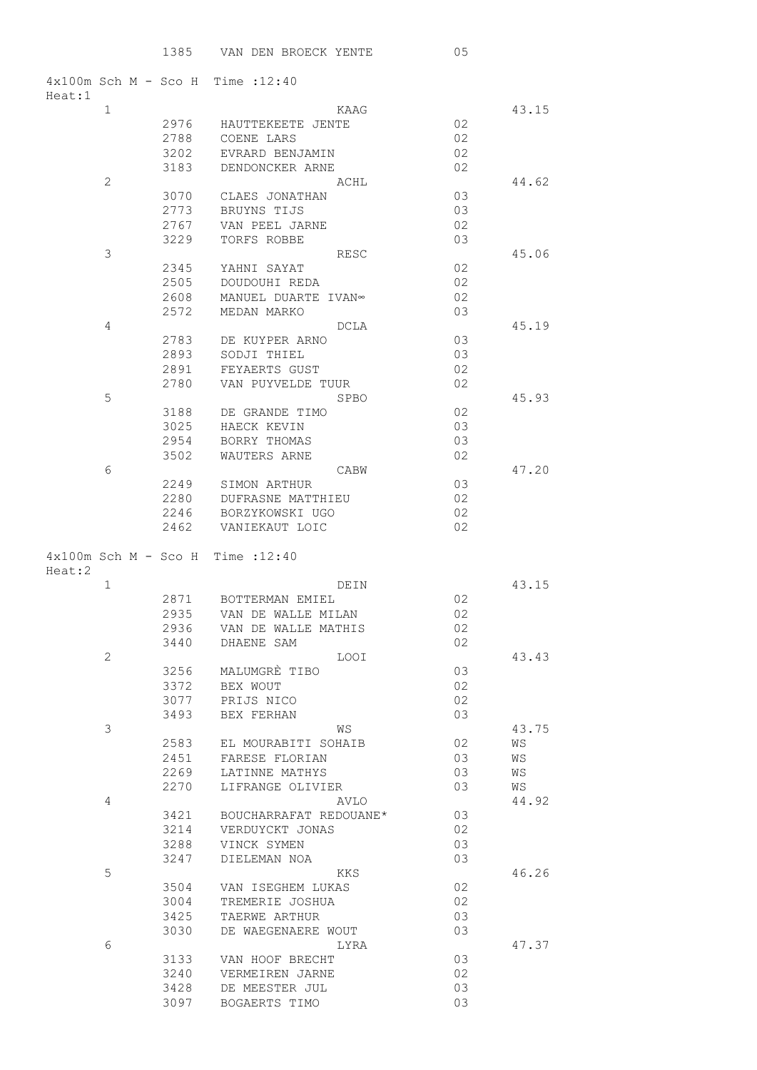| | 1385 | VAN DEN BROECK YENTE | 05 | |
|---|---|---|---|---|

4x100m Sch M - Sco H Time :12:40
Heat:1

| Pl | Nr | Name / Club | Yr | Time |
|---|---|---|---|---|
| 1 | | KAAG | | 43.15 |
| | 2976 | HAUTTEKEETE JENTE | 02 | |
| | 2788 | COENE LARS | 02 | |
| | 3202 | EVRARD BENJAMIN | 02 | |
| | 3183 | DENDONCKER ARNE | 02 | |
| 2 | | ACHL | | 44.62 |
| | 3070 | CLAES JONATHAN | 03 | |
| | 2773 | BRUYNS TIJS | 03 | |
| | 2767 | VAN PEEL JARNE | 02 | |
| | 3229 | TORFS ROBBE | 03 | |
| 3 | | RESC | | 45.06 |
| | 2345 | YAHNI SAYAT | 02 | |
| | 2505 | DOUDOUHI REDA | 02 | |
| | 2608 | MANUEL DUARTE IVAN∞ | 02 | |
| | 2572 | MEDAN MARKO | 03 | |
| 4 | | DCLA | | 45.19 |
| | 2783 | DE KUYPER ARNO | 03 | |
| | 2893 | SODJI THIEL | 03 | |
| | 2891 | FEYAERTS GUST | 02 | |
| | 2780 | VAN PUYVELDE TUUR | 02 | |
| 5 | | SPBO | | 45.93 |
| | 3188 | DE GRANDE TIMO | 02 | |
| | 3025 | HAECK KEVIN | 03 | |
| | 2954 | BORRY THOMAS | 03 | |
| | 3502 | WAUTERS ARNE | 02 | |
| 6 | | CABW | | 47.20 |
| | 2249 | SIMON ARTHUR | 03 | |
| | 2280 | DUFRASNE MATTHIEU | 02 | |
| | 2246 | BORZYKOWSKI UGO | 02 | |
| | 2462 | VANIEKAUT LOIC | 02 | |

4x100m Sch M - Sco H Time :12:40
Heat:2

| Pl | Nr | Name / Club | Yr | Time |
|---|---|---|---|---|
| 1 | | DEIN | | 43.15 |
| | 2871 | BOTTERMAN EMIEL | 02 | |
| | 2935 | VAN DE WALLE MILAN | 02 | |
| | 2936 | VAN DE WALLE MATHIS | 02 | |
| | 3440 | DHAENE SAM | 02 | |
| 2 | | LOOI | | 43.43 |
| | 3256 | MALUMGRÈ TIBO | 03 | |
| | 3372 | BEX WOUT | 02 | |
| | 3077 | PRIJS NICO | 02 | |
| | 3493 | BEX FERHAN | 03 | |
| 3 | | WS | | 43.75 |
| | 2583 | EL MOURABITI SOHAIB | 02 | WS |
| | 2451 | FARESE FLORIAN | 03 | WS |
| | 2269 | LATINNE MATHYS | 03 | WS |
| | 2270 | LIFRANGE OLIVIER | 03 | WS |
| 4 | | AVLO | | 44.92 |
| | 3421 | BOUCHARRAFAT REDOUANE* | 03 | |
| | 3214 | VERDUYCKT JONAS | 02 | |
| | 3288 | VINCK SYMEN | 03 | |
| | 3247 | DIELEMAN NOA | 03 | |
| 5 | | KKS | | 46.26 |
| | 3504 | VAN ISEGHEM LUKAS | 02 | |
| | 3004 | TREMERIE JOSHUA | 02 | |
| | 3425 | TAERWE ARTHUR | 03 | |
| | 3030 | DE WAEGENAERE WOUT | 03 | |
| 6 | | LYRA | | 47.37 |
| | 3133 | VAN HOOF BRECHT | 03 | |
| | 3240 | VERMEIREN JARNE | 02 | |
| | 3428 | DE MEESTER JUL | 03 | |
| | 3097 | BOGAERTS TIMO | 03 | |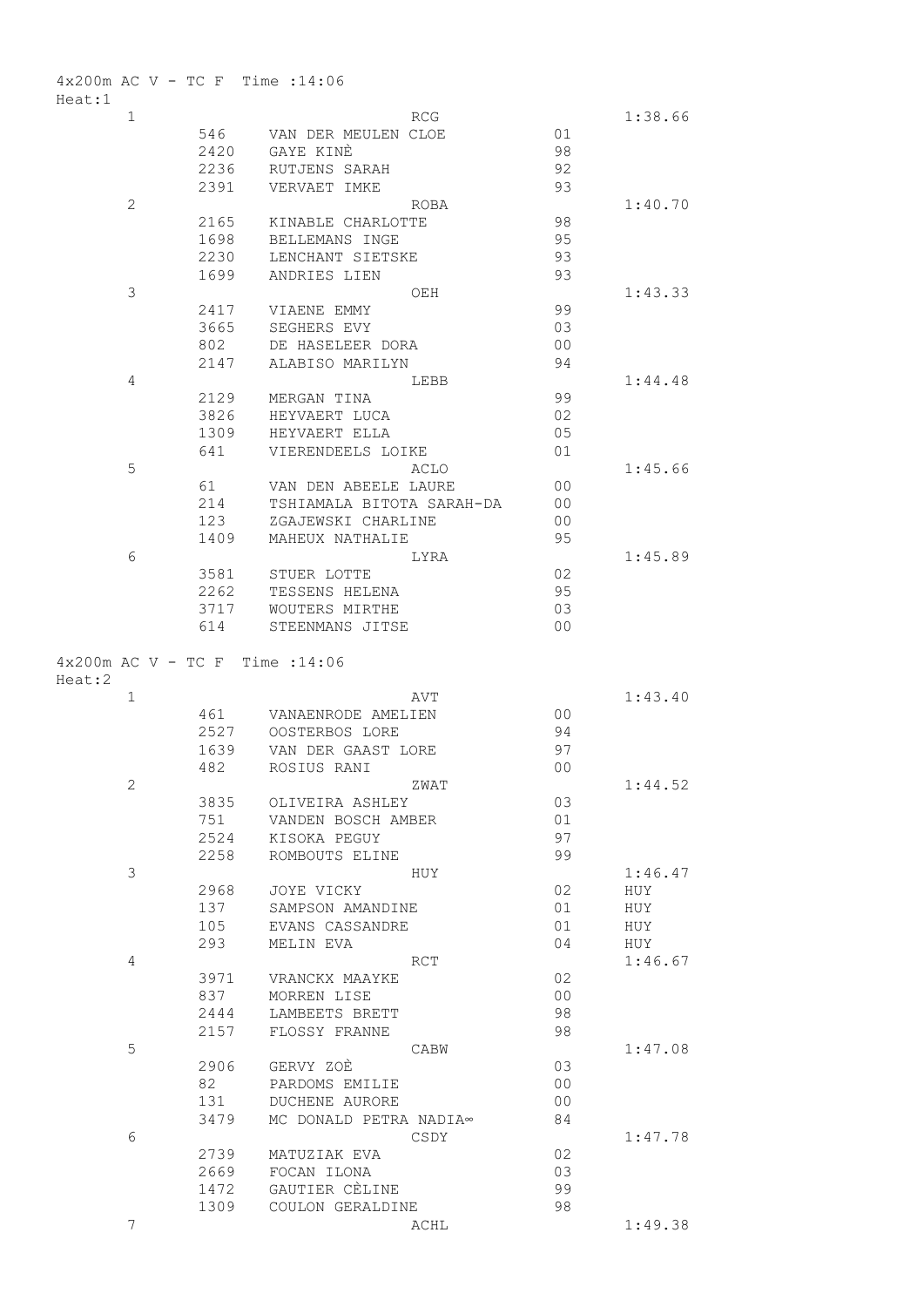4x200m AC V - TC F Time :14:06

Heat:1

| Place | Bib | Name / Club | Year | Time |
|---|---|---|---|---|
| 1 | | RCG | | 1:38.66 |
| | 546 | VAN DER MEULEN CLOE | 01 | |
| | 2420 | GAYE KINÈ | 98 | |
| | 2236 | RUTJENS SARAH | 92 | |
| | 2391 | VERVAET IMKE | 93 | |
| 2 | | ROBA | | 1:40.70 |
| | 2165 | KINABLE CHARLOTTE | 98 | |
| | 1698 | BELLEMANS INGE | 95 | |
| | 2230 | LENCHANT SIETSKE | 93 | |
| | 1699 | ANDRIES LIEN | 93 | |
| 3 | | OEH | | 1:43.33 |
| | 2417 | VIAENE EMMY | 99 | |
| | 3665 | SEGHERS EVY | 03 | |
| | 802 | DE HASELEER DORA | 00 | |
| | 2147 | ALABISO MARILYN | 94 | |
| 4 | | LEBB | | 1:44.48 |
| | 2129 | MERGAN TINA | 99 | |
| | 3826 | HEYVAERT LUCA | 02 | |
| | 1309 | HEYVAERT ELLA | 05 | |
| | 641 | VIERENDEELS LOIKE | 01 | |
| 5 | | ACLO | | 1:45.66 |
| | 61 | VAN DEN ABEELE LAURE | 00 | |
| | 214 | TSHIAMALA BITOTA SARAH-DA | 00 | |
| | 123 | ZGAJEWSKI CHARLINE | 00 | |
| | 1409 | MAHEUX NATHALIE | 95 | |
| 6 | | LYRA | | 1:45.89 |
| | 3581 | STUER LOTTE | 02 | |
| | 2262 | TESSENS HELENA | 95 | |
| | 3717 | WOUTERS MIRTHE | 03 | |
| | 614 | STEENMANS JITSE | 00 | |

4x200m AC V - TC F Time :14:06

Heat:2

| Place | Bib | Name / Club | Year | Time |
|---|---|---|---|---|
| 1 | | AVT | | 1:43.40 |
| | 461 | VANAENRODE AMELIEN | 00 | |
| | 2527 | OOSTERBOS LORE | 94 | |
| | 1639 | VAN DER GAAST LORE | 97 | |
| | 482 | ROSIUS RANI | 00 | |
| 2 | | ZWAT | | 1:44.52 |
| | 3835 | OLIVEIRA ASHLEY | 03 | |
| | 751 | VANDEN BOSCH AMBER | 01 | |
| | 2524 | KISOKA PEGUY | 97 | |
| | 2258 | ROMBOUTS ELINE | 99 | |
| 3 | | HUY | | 1:46.47 |
| | 2968 | JOYE VICKY | 02 | HUY |
| | 137 | SAMPSON AMANDINE | 01 | HUY |
| | 105 | EVANS CASSANDRE | 01 | HUY |
| | 293 | MELIN EVA | 04 | HUY |
| 4 | | RCT | | 1:46.67 |
| | 3971 | VRANCKX MAAYKE | 02 | |
| | 837 | MORREN LISE | 00 | |
| | 2444 | LAMBEETS BRETT | 98 | |
| | 2157 | FLOSSY FRANNE | 98 | |
| 5 | | CABW | | 1:47.08 |
| | 2906 | GERVY ZOÈ | 03 | |
| | 82 | PARDOMS EMILIE | 00 | |
| | 131 | DUCHENE AURORE | 00 | |
| | 3479 | MC DONALD PETRA NADIA∞ | 84 | |
| 6 | | CSDY | | 1:47.78 |
| | 2739 | MATUZIAK EVA | 02 | |
| | 2669 | FOCAN ILONA | 03 | |
| | 1472 | GAUTIER CÈLINE | 99 | |
| | 1309 | COULON GERALDINE | 98 | |
| 7 | | ACHL | | 1:49.38 |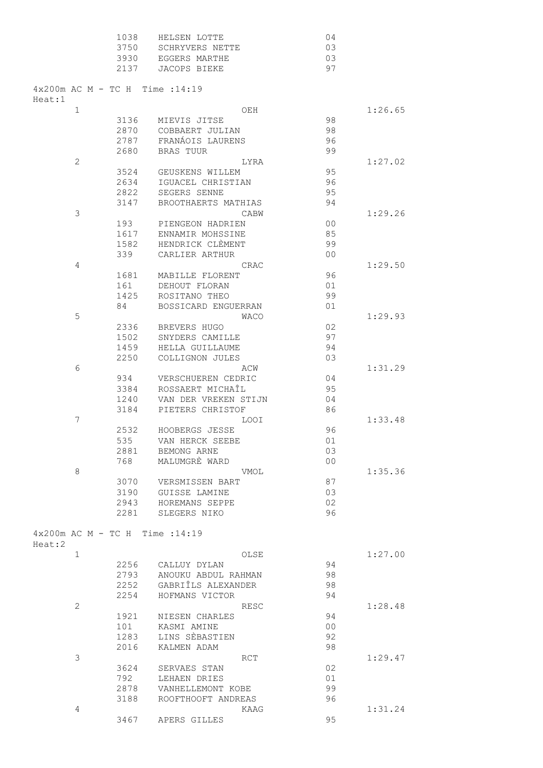| | | | | |
|---|---|---|---|---|
| | 1038 | HELSEN LOTTE | 04 | |
| | 3750 | SCHRYVERS NETTE | 03 | |
| | 3930 | EGGERS MARTHE | 03 | |
| | 2137 | JACOPS BIEKE | 97 | |

4x200m AC M - TC H  Time :14:19

Heat:1

| | | | | |
|---|---|---|---|---|
| 1 | | OEH | | 1:26.65 |
| | 3136 | MIEVIS JITSE | 98 | |
| | 2870 | COBBAERT JULIAN | 98 | |
| | 2787 | FRANÁOIS LAURENS | 96 | |
| | 2680 | BRAS TUUR | 99 | |
| 2 | | LYRA | | 1:27.02 |
| | 3524 | GEUSKENS WILLEM | 95 | |
| | 2634 | IGUACEL CHRISTIAN | 96 | |
| | 2822 | SEGERS SENNE | 95 | |
| | 3147 | BROOTHAERTS MATHIAS | 94 | |
| 3 | | CABW | | 1:29.26 |
| | 193 | PIENGEON HADRIEN | 00 | |
| | 1617 | ENNAMIR MOHSSINE | 85 | |
| | 1582 | HENDRICK CLÈMENT | 99 | |
| | 339 | CARLIER ARTHUR | 00 | |
| 4 | | CRAC | | 1:29.50 |
| | 1681 | MABILLE FLORENT | 96 | |
| | 161 | DEHOUT FLORAN | 01 | |
| | 1425 | ROSITANO THEO | 99 | |
| | 84 | BOSSICARD ENGUERRAN | 01 | |
| 5 | | WACO | | 1:29.93 |
| | 2336 | BREVERS HUGO | 02 | |
| | 1502 | SNYDERS CAMILLE | 97 | |
| | 1459 | HELLA GUILLAUME | 94 | |
| | 2250 | COLLIGNON JULES | 03 | |
| 6 | | ACW | | 1:31.29 |
| | 934 | VERSCHUEREN CEDRIC | 04 | |
| | 3384 | ROSSAERT MICHAÎL | 95 | |
| | 1240 | VAN DER VREKEN STIJN | 04 | |
| | 3184 | PIETERS CHRISTOF | 86 | |
| 7 | | LOOI | | 1:33.48 |
| | 2532 | HOOBERGS JESSE | 96 | |
| | 535 | VAN HERCK SEEBE | 01 | |
| | 2881 | BEMONG ARNE | 03 | |
| | 768 | MALUMGRÈ WARD | 00 | |
| 8 | | VMOL | | 1:35.36 |
| | 3070 | VERSMISSEN BART | 87 | |
| | 3190 | GUISSE LAMINE | 03 | |
| | 2943 | HOREMANS SEPPE | 02 | |
| | 2281 | SLEGERS NIKO | 96 | |

4x200m AC M - TC H  Time :14:19

Heat:2

| | | | | |
|---|---|---|---|---|
| 1 | | OLSE | | 1:27.00 |
| | 2256 | CALLUY DYLAN | 94 | |
| | 2793 | ANOUKU ABDUL RAHMAN | 98 | |
| | 2252 | GABRIÎLS ALEXANDER | 98 | |
| | 2254 | HOFMANS VICTOR | 94 | |
| 2 | | RESC | | 1:28.48 |
| | 1921 | NIESEN CHARLES | 94 | |
| | 101 | KASMI AMINE | 00 | |
| | 1283 | LINS SÈBASTIEN | 92 | |
| | 2016 | KALMEN ADAM | 98 | |
| 3 | | RCT | | 1:29.47 |
| | 3624 | SERVAES STAN | 02 | |
| | 792 | LEHAEN DRIES | 01 | |
| | 2878 | VANHELLEMONT KOBE | 99 | |
| | 3188 | ROOFTHOOFT ANDREAS | 96 | |
| 4 | | KAAG | | 1:31.24 |
| | 3467 | APERS GILLES | 95 | |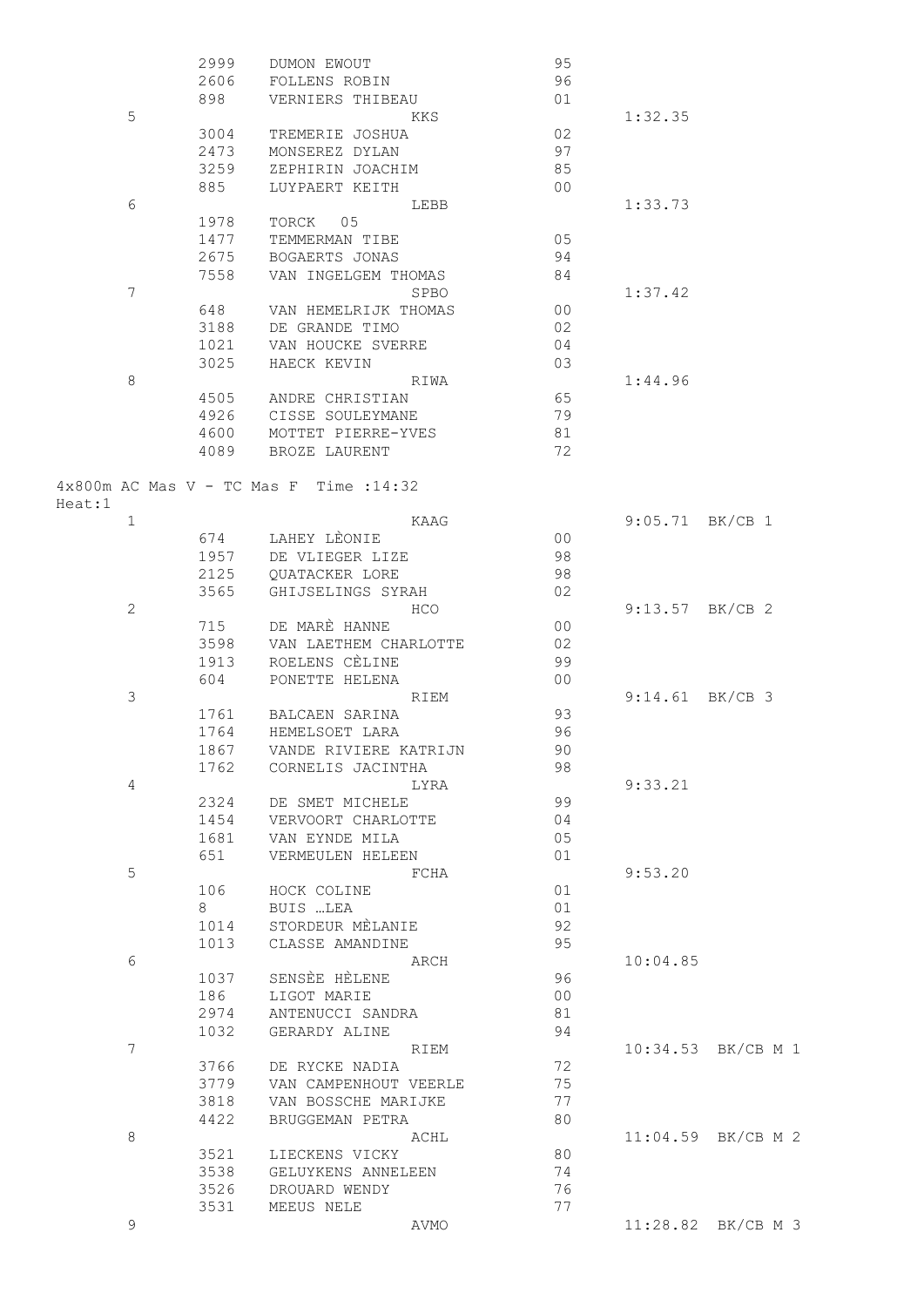| | | | | | |
|---|---|---|---|---|---|
| | 2999 | DUMON EWOUT | 95 | | |
| | 2606 | FOLLENS ROBIN | 96 | | |
| | 898 | VERNIERS THIBEAU | 01 | | |
| 5 | | KKS | | 1:32.35 | |
| | 3004 | TREMERIE JOSHUA | 02 | | |
| | 2473 | MONSEREZ DYLAN | 97 | | |
| | 3259 | ZEPHIRIN JOACHIM | 85 | | |
| | 885 | LUYPAERT KEITH | 00 | | |
| 6 | | LEBB | | 1:33.73 | |
| | 1978 | TORCK 05 | | | |
| | 1477 | TEMMERMAN TIBE | 05 | | |
| | 2675 | BOGAERTS JONAS | 94 | | |
| | 7558 | VAN INGELGEM THOMAS | 84 | | |
| 7 | | SPBO | | 1:37.42 | |
| | 648 | VAN HEMELRIJK THOMAS | 00 | | |
| | 3188 | DE GRANDE TIMO | 02 | | |
| | 1021 | VAN HOUCKE SVERRE | 04 | | |
| | 3025 | HAECK KEVIN | 03 | | |
| 8 | | RIWA | | 1:44.96 | |
| | 4505 | ANDRE CHRISTIAN | 65 | | |
| | 4926 | CISSE SOULEYMANE | 79 | | |
| | 4600 | MOTTET PIERRE-YVES | 81 | | |
| | 4089 | BROZE LAURENT | 72 | | |

4x800m AC Mas V - TC Mas F Time :14:32

Heat:1

| | | | | | |
|---|---|---|---|---|---|
| 1 | | KAAG | | 9:05.71 | BK/CB 1 |
| | 674 | LAHEY LÈONIE | 00 | | |
| | 1957 | DE VLIEGER LIZE | 98 | | |
| | 2125 | QUATACKER LORE | 98 | | |
| | 3565 | GHIJSELINGS SYRAH | 02 | | |
| 2 | | HCO | | 9:13.57 | BK/CB 2 |
| | 715 | DE MARÈ HANNE | 00 | | |
| | 3598 | VAN LAETHEM CHARLOTTE | 02 | | |
| | 1913 | ROELENS CÈLINE | 99 | | |
| | 604 | PONETTE HELENA | 00 | | |
| 3 | | RIEM | | 9:14.61 | BK/CB 3 |
| | 1761 | BALCAEN SARINA | 93 | | |
| | 1764 | HEMELSOET LARA | 96 | | |
| | 1867 | VANDE RIVIERE KATRIJN | 90 | | |
| | 1762 | CORNELIS JACINTHA | 98 | | |
| 4 | | LYRA | | 9:33.21 | |
| | 2324 | DE SMET MICHELE | 99 | | |
| | 1454 | VERVOORT CHARLOTTE | 04 | | |
| | 1681 | VAN EYNDE MILA | 05 | | |
| | 651 | VERMEULEN HELEEN | 01 | | |
| 5 | | FCHA | | 9:53.20 | |
| | 106 | HOCK COLINE | 01 | | |
| | 8 | BUIS …LEA | 01 | | |
| | 1014 | STORDEUR MÈLANIE | 92 | | |
| | 1013 | CLASSE AMANDINE | 95 | | |
| 6 | | ARCH | | 10:04.85 | |
| | 1037 | SENSÈE HÈLENE | 96 | | |
| | 186 | LIGOT MARIE | 00 | | |
| | 2974 | ANTENUCCI SANDRA | 81 | | |
| | 1032 | GERARDY ALINE | 94 | | |
| 7 | | RIEM | | 10:34.53 | BK/CB M 1 |
| | 3766 | DE RYCKE NADIA | 72 | | |
| | 3779 | VAN CAMPENHOUT VEERLE | 75 | | |
| | 3818 | VAN BOSSCHE MARIJKE | 77 | | |
| | 4422 | BRUGGEMAN PETRA | 80 | | |
| 8 | | ACHL | | 11:04.59 | BK/CB M 2 |
| | 3521 | LIECKENS VICKY | 80 | | |
| | 3538 | GELUYKENS ANNELEEN | 74 | | |
| | 3526 | DROUARD WENDY | 76 | | |
| | 3531 | MEEUS NELE | 77 | | |
| 9 | | AVMO | | 11:28.82 | BK/CB M 3 |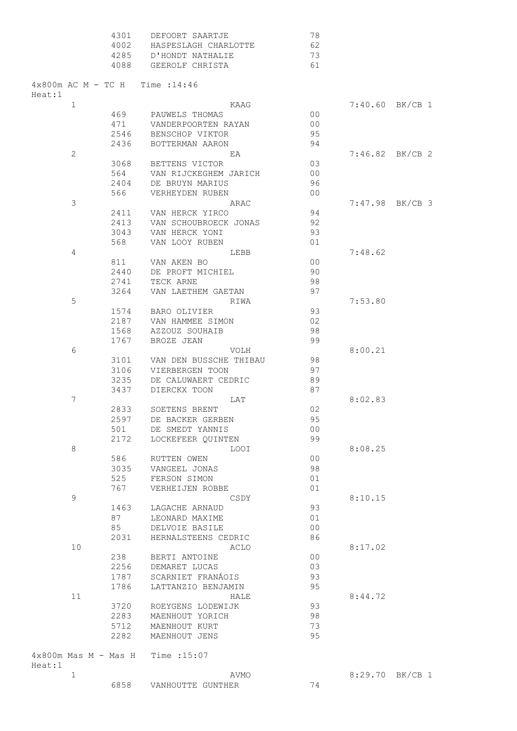| | | | | |
|---|---|---|---|---|
| 4301 | DEFOORT SAARTJE | 78 | | |
| 4002 | HASPESLAGH CHARLOTTE | 62 | | |
| 4285 | D'HONDT NATHALIE | 73 | | |
| 4088 | GEEROLF CHRISTA | 61 | | |

4x800m AC M - TC H   Time :14:46

Heat:1

| Pl. | Nr | Name / Club | Yr | Time | Note |
|---|---|---|---|---|---|
| 1 | | KAAG | | 7:40.60 | BK/CB 1 |
| | 469 | PAUWELS THOMAS | 00 | | |
| | 471 | VANDERPOORTEN RAYAN | 00 | | |
| | 2546 | BENSCHOP VIKTOR | 95 | | |
| | 2436 | BOTTERMAN AARON | 94 | | |
| 2 | | EA | | 7:46.82 | BK/CB 2 |
| | 3068 | BETTENS VICTOR | 03 | | |
| | 564 | VAN RIJCKEGHEM JARICH | 00 | | |
| | 2404 | DE BRUYN MARIUS | 96 | | |
| | 566 | VERHEYDEN RUBEN | 00 | | |
| 3 | | ARAC | | 7:47.98 | BK/CB 3 |
| | 2411 | VAN HERCK YIRCO | 94 | | |
| | 2413 | VAN SCHOUBROECK JONAS | 92 | | |
| | 3043 | VAN HERCK YONI | 93 | | |
| | 568 | VAN LOOY RUBEN | 01 | | |
| 4 | | LEBB | | 7:48.62 | |
| | 811 | VAN AKEN BO | 00 | | |
| | 2440 | DE PROFT MICHIEL | 90 | | |
| | 2741 | TECK ARNE | 98 | | |
| | 3264 | VAN LAETHEM GAETAN | 97 | | |
| 5 | | RIWA | | 7:53.80 | |
| | 1574 | BARO OLIVIER | 93 | | |
| | 2187 | VAN HAMMEE SIMON | 02 | | |
| | 1568 | AZZOUZ SOUHAIB | 98 | | |
| | 1767 | BROZE JEAN | 99 | | |
| 6 | | VOLH | | 8:00.21 | |
| | 3101 | VAN DEN BUSSCHE THIBAU | 98 | | |
| | 3106 | VIERBERGEN TOON | 97 | | |
| | 3235 | DE CALUWAERT CEDRIC | 89 | | |
| | 3437 | DIERCKX TOON | 87 | | |
| 7 | | LAT | | 8:02.83 | |
| | 2833 | SOETENS BRENT | 02 | | |
| | 2597 | DE BACKER GERBEN | 95 | | |
| | 501 | DE SMEDT YANNIS | 00 | | |
| | 2172 | LOCKEFEER QUINTEN | 99 | | |
| 8 | | LOOI | | 8:08.25 | |
| | 586 | RUTTEN OWEN | 00 | | |
| | 3035 | VANGEEL JONAS | 98 | | |
| | 525 | FERSON SIMON | 01 | | |
| | 767 | VERHEIJEN ROBBE | 01 | | |
| 9 | | CSDY | | 8:10.15 | |
| | 1463 | LAGACHE ARNAUD | 93 | | |
| | 87 | LEONARD MAXIME | 01 | | |
| | 85 | DELVOIE BASILE | 00 | | |
| | 2031 | HERNALSTEENS CEDRIC | 86 | | |
| 10 | | ACLO | | 8:17.02 | |
| | 238 | BERTI ANTOINE | 00 | | |
| | 2256 | DEMARET LUCAS | 03 | | |
| | 1787 | SCARNIET FRANÁOIS | 93 | | |
| | 1786 | LATTANZIO BENJAMIN | 95 | | |
| 11 | | HALE | | 8:44.72 | |
| | 3720 | ROEYGENS LODEWIJK | 93 | | |
| | 2283 | MAENHOUT YORICH | 98 | | |
| | 5712 | MAENHOUT KURT | 73 | | |
| | 2282 | MAENHOUT JENS | 95 | | |

4x800m Mas M - Mas H   Time :15:07

Heat:1

| Pl. | Nr | Name / Club | Yr | Time | Note |
|---|---|---|---|---|---|
| 1 | | AVMO | | 8:29.70 | BK/CB 1 |
| | 6858 | VANHOUTTE GUNTHER | 74 | | |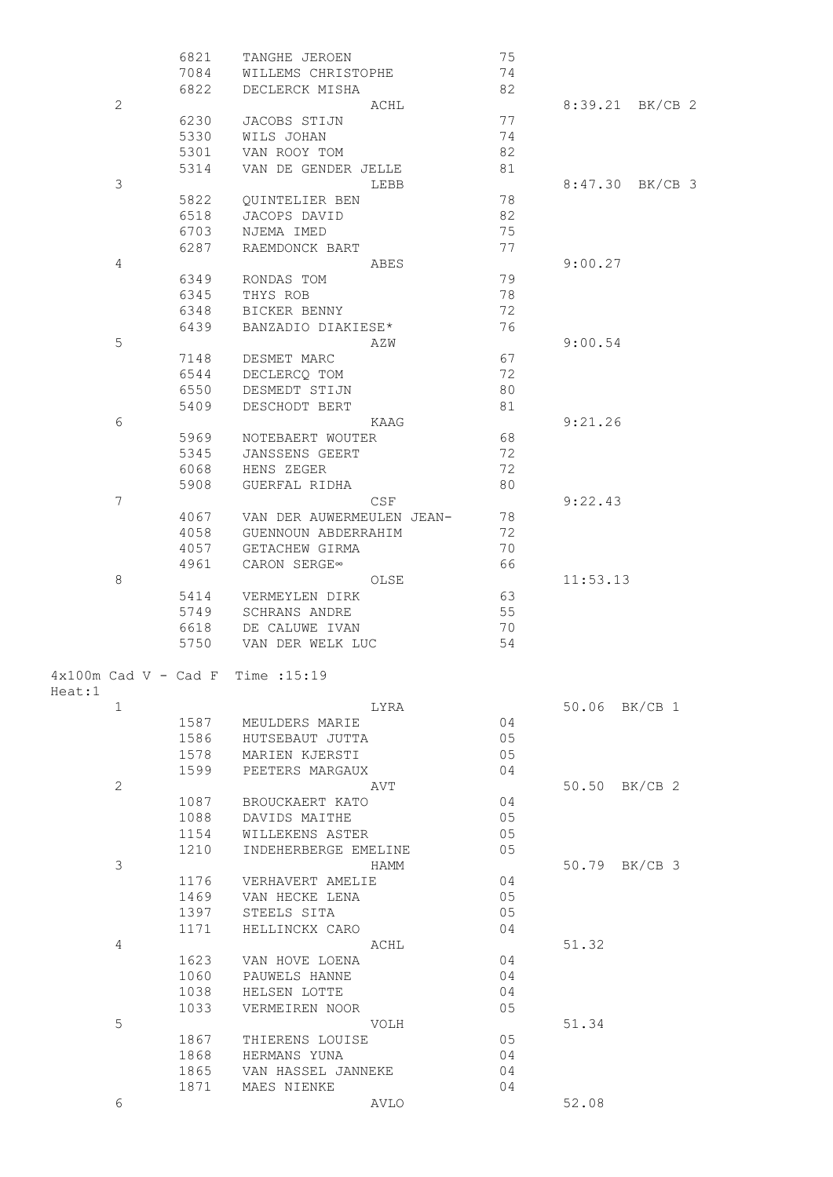| | | | | |
|---|---|---|---|---|
| | 6821 | TANGHE JEROEN | 75 | |
| | 7084 | WILLEMS CHRISTOPHE | 74 | |
| | 6822 | DECLERCK MISHA | 82 | |
| 2 | | ACHL | | 8:39.21 BK/CB 2 |
| | 6230 | JACOBS STIJN | 77 | |
| | 5330 | WILS JOHAN | 74 | |
| | 5301 | VAN ROOY TOM | 82 | |
| | 5314 | VAN DE GENDER JELLE | 81 | |
| 3 | | LEBB | | 8:47.30 BK/CB 3 |
| | 5822 | QUINTELIER BEN | 78 | |
| | 6518 | JACOPS DAVID | 82 | |
| | 6703 | NJEMA IMED | 75 | |
| | 6287 | RAEMDONCK BART | 77 | |
| 4 | | ABES | | 9:00.27 |
| | 6349 | RONDAS TOM | 79 | |
| | 6345 | THYS ROB | 78 | |
| | 6348 | BICKER BENNY | 72 | |
| | 6439 | BANZADIO DIAKIESE* | 76 | |
| 5 | | AZW | | 9:00.54 |
| | 7148 | DESMET MARC | 67 | |
| | 6544 | DECLERCQ TOM | 72 | |
| | 6550 | DESMEDT STIJN | 80 | |
| | 5409 | DESCHODT BERT | 81 | |
| 6 | | KAAG | | 9:21.26 |
| | 5969 | NOTEBAERT WOUTER | 68 | |
| | 5345 | JANSSENS GEERT | 72 | |
| | 6068 | HENS ZEGER | 72 | |
| | 5908 | GUERFAL RIDHA | 80 | |
| 7 | | CSF | | 9:22.43 |
| | 4067 | VAN DER AUWERMEULEN JEAN- | 78 | |
| | 4058 | GUENNOUN ABDERRAHIM | 72 | |
| | 4057 | GETACHEW GIRMA | 70 | |
| | 4961 | CARON SERGE∞ | 66 | |
| 8 | | OLSE | | 11:53.13 |
| | 5414 | VERMEYLEN DIRK | 63 | |
| | 5749 | SCHRANS ANDRE | 55 | |
| | 6618 | DE CALUWE IVAN | 70 | |
| | 5750 | VAN DER WELK LUC | 54 | |

4x100m Cad V - Cad F Time :15:19

Heat:1

| | | | | |
|---|---|---|---|---|
| 1 | | LYRA | | 50.06 BK/CB 1 |
| | 1587 | MEULDERS MARIE | 04 | |
| | 1586 | HUTSEBAUT JUTTA | 05 | |
| | 1578 | MARIEN KJERSTI | 05 | |
| | 1599 | PEETERS MARGAUX | 04 | |
| 2 | | AVT | | 50.50 BK/CB 2 |
| | 1087 | BROUCKAERT KATO | 04 | |
| | 1088 | DAVIDS MAITHE | 05 | |
| | 1154 | WILLEKENS ASTER | 05 | |
| | 1210 | INDEHERBERGE EMELINE | 05 | |
| 3 | | HAMM | | 50.79 BK/CB 3 |
| | 1176 | VERHAVERT AMELIE | 04 | |
| | 1469 | VAN HECKE LENA | 05 | |
| | 1397 | STEELS SITA | 05 | |
| | 1171 | HELLINCKX CARO | 04 | |
| 4 | | ACHL | | 51.32 |
| | 1623 | VAN HOVE LOENA | 04 | |
| | 1060 | PAUWELS HANNE | 04 | |
| | 1038 | HELSEN LOTTE | 04 | |
| | 1033 | VERMEIREN NOOR | 05 | |
| 5 | | VOLH | | 51.34 |
| | 1867 | THIERENS LOUISE | 05 | |
| | 1868 | HERMANS YUNA | 04 | |
| | 1865 | VAN HASSEL JANNEKE | 04 | |
| | 1871 | MAES NIENKE | 04 | |
| 6 | | AVLO | | 52.08 |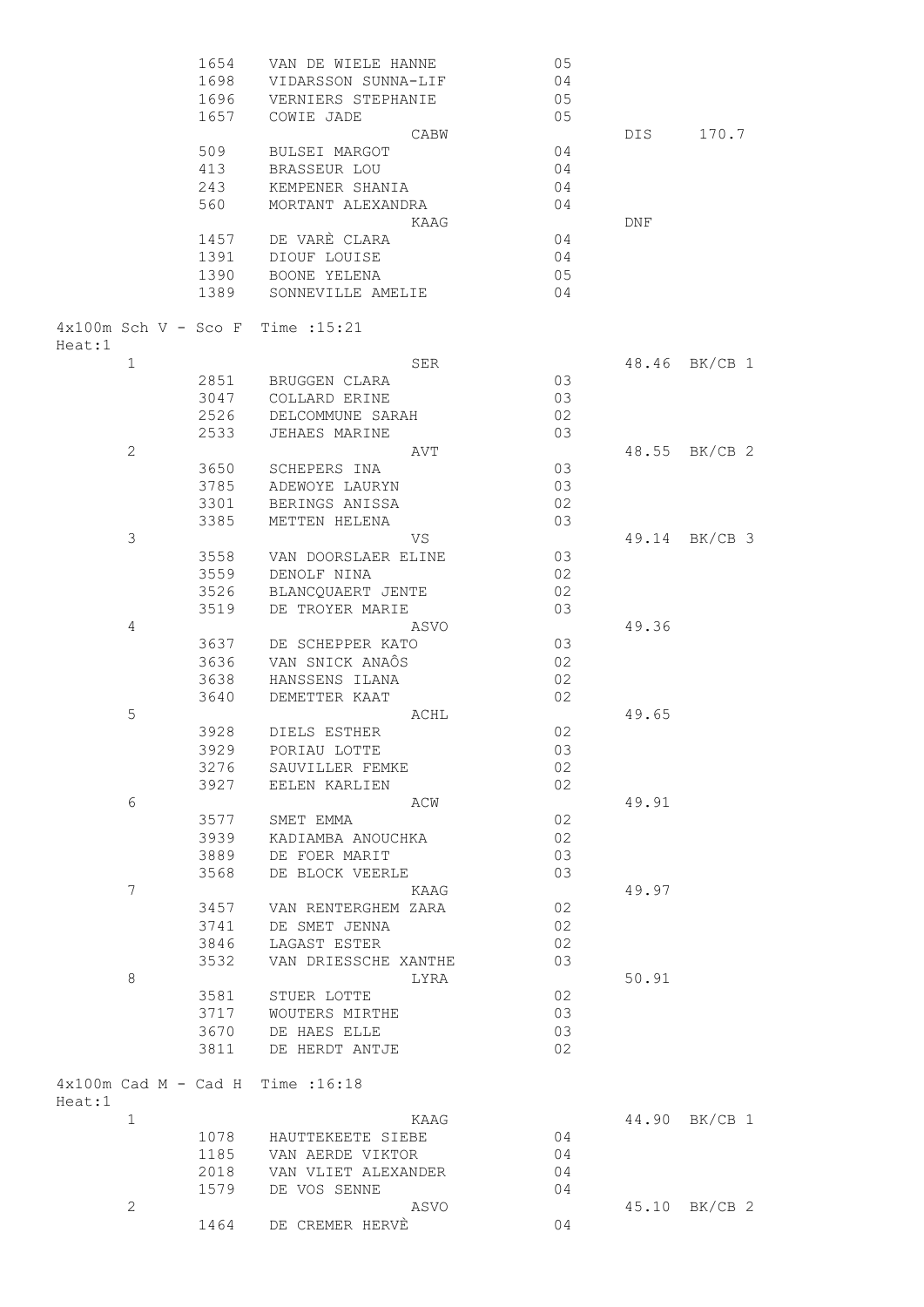| | | | | | |
|---|---|---|---|---|---|
| | 1654 | VAN DE WIELE HANNE | 05 | | |
| | 1698 | VIDARSSON SUNNA-LIF | 04 | | |
| | 1696 | VERNIERS STEPHANIE | 05 | | |
| | 1657 | COWIE JADE | 05 | | |
| | | CABW | | DIS | 170.7 |
| | 509 | BULSEI MARGOT | 04 | | |
| | 413 | BRASSEUR LOU | 04 | | |
| | 243 | KEMPENER SHANIA | 04 | | |
| | 560 | MORTANT ALEXANDRA | 04 | | |
| | | KAAG | | DNF | |
| | 1457 | DE VARÈ CLARA | 04 | | |
| | 1391 | DIOUF LOUISE | 04 | | |
| | 1390 | BOONE YELENA | 05 | | |
| | 1389 | SONNEVILLE AMELIE | 04 | | |

4x100m Sch V - Sco F Time :15:21

Heat:1

| | | | | | |
|---|---|---|---|---|---|
| 1 | | SER | | 48.46 | BK/CB 1 |
| | 2851 | BRUGGEN CLARA | 03 | | |
| | 3047 | COLLARD ERINE | 03 | | |
| | 2526 | DELCOMMUNE SARAH | 02 | | |
| | 2533 | JEHAES MARINE | 03 | | |
| 2 | | AVT | | 48.55 | BK/CB 2 |
| | 3650 | SCHEPERS INA | 03 | | |
| | 3785 | ADEWOYE LAURYN | 03 | | |
| | 3301 | BERINGS ANISSA | 02 | | |
| | 3385 | METTEN HELENA | 03 | | |
| 3 | | VS | | 49.14 | BK/CB 3 |
| | 3558 | VAN DOORSLAER ELINE | 03 | | |
| | 3559 | DENOLF NINA | 02 | | |
| | 3526 | BLANCQUAERT JENTE | 02 | | |
| | 3519 | DE TROYER MARIE | 03 | | |
| 4 | | ASVO | | 49.36 | |
| | 3637 | DE SCHEPPER KATO | 03 | | |
| | 3636 | VAN SNICK ANAÔS | 02 | | |
| | 3638 | HANSSENS ILANA | 02 | | |
| | 3640 | DEMETTER KAAT | 02 | | |
| 5 | | ACHL | | 49.65 | |
| | 3928 | DIELS ESTHER | 02 | | |
| | 3929 | PORIAU LOTTE | 03 | | |
| | 3276 | SAUVILLER FEMKE | 02 | | |
| | 3927 | EELEN KARLIEN | 02 | | |
| 6 | | ACW | | 49.91 | |
| | 3577 | SMET EMMA | 02 | | |
| | 3939 | KADIAMBA ANOUCHKA | 02 | | |
| | 3889 | DE FOER MARIT | 03 | | |
| | 3568 | DE BLOCK VEERLE | 03 | | |
| 7 | | KAAG | | 49.97 | |
| | 3457 | VAN RENTERGHEM ZARA | 02 | | |
| | 3741 | DE SMET JENNA | 02 | | |
| | 3846 | LAGAST ESTER | 02 | | |
| | 3532 | VAN DRIESSCHE XANTHE | 03 | | |
| 8 | | LYRA | | 50.91 | |
| | 3581 | STUER LOTTE | 02 | | |
| | 3717 | WOUTERS MIRTHE | 03 | | |
| | 3670 | DE HAES ELLE | 03 | | |
| | 3811 | DE HERDT ANTJE | 02 | | |

4x100m Cad M - Cad H Time :16:18

Heat:1

| | | | | | |
|---|---|---|---|---|---|
| 1 | | KAAG | | 44.90 | BK/CB 1 |
| | 1078 | HAUTTEKEETE SIEBE | 04 | | |
| | 1185 | VAN AERDE VIKTOR | 04 | | |
| | 2018 | VAN VLIET ALEXANDER | 04 | | |
| | 1579 | DE VOS SENNE | 04 | | |
| 2 | | ASVO | | 45.10 | BK/CB 2 |
| | 1464 | DE CREMER HERVÈ | 04 | | |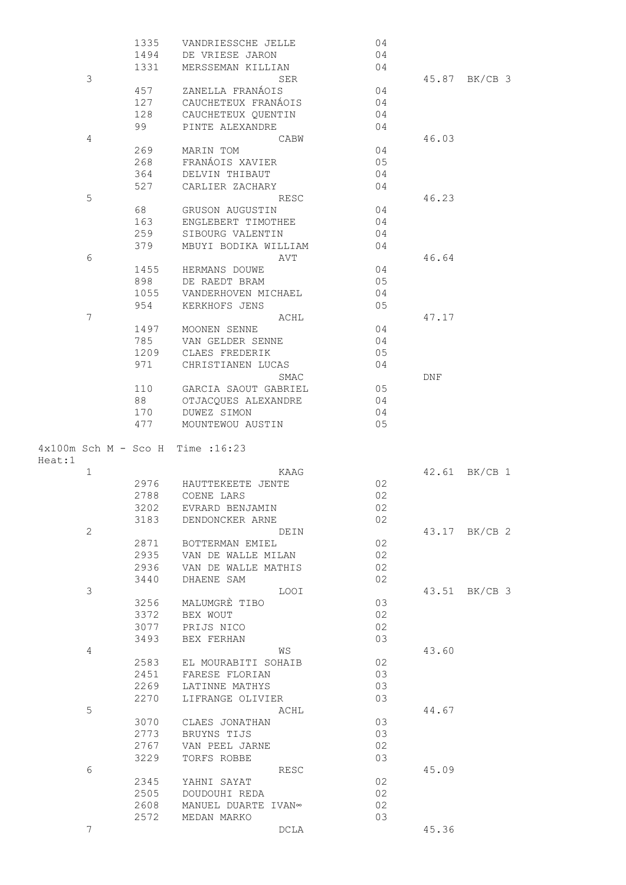| | | | | | |
|---|---|---|---|---|---|
| | 1335 | VANDRIESSCHE JELLE | 04 | | |
| | 1494 | DE VRIESE JARON | 04 | | |
| | 1331 | MERSSEMAN KILLIAN | 04 | | |
| 3 | | SER | | 45.87 | BK/CB 3 |
| | 457 | ZANELLA FRANÁOIS | 04 | | |
| | 127 | CAUCHETEUX FRANÁOIS | 04 | | |
| | 128 | CAUCHETEUX QUENTIN | 04 | | |
| | 99 | PINTE ALEXANDRE | 04 | | |
| 4 | | CABW | | 46.03 | |
| | 269 | MARIN TOM | 04 | | |
| | 268 | FRANÁOIS XAVIER | 05 | | |
| | 364 | DELVIN THIBAUT | 04 | | |
| | 527 | CARLIER ZACHARY | 04 | | |
| 5 | | RESC | | 46.23 | |
| | 68 | GRUSON AUGUSTIN | 04 | | |
| | 163 | ENGLEBERT TIMOTHEE | 04 | | |
| | 259 | SIBOURG VALENTIN | 04 | | |
| | 379 | MBUYI BODIKA WILLIAM | 04 | | |
| 6 | | AVT | | 46.64 | |
| | 1455 | HERMANS DOUWE | 04 | | |
| | 898 | DE RAEDT BRAM | 05 | | |
| | 1055 | VANDERHOVEN MICHAEL | 04 | | |
| | 954 | KERKHOFS JENS | 05 | | |
| 7 | | ACHL | | 47.17 | |
| | 1497 | MOONEN SENNE | 04 | | |
| | 785 | VAN GELDER SENNE | 04 | | |
| | 1209 | CLAES FREDERIK | 05 | | |
| | 971 | CHRISTIANEN LUCAS | 04 | | |
| | | SMAC | | DNF | |
| | 110 | GARCIA SAOUT GABRIEL | 05 | | |
| | 88 | OTJACQUES ALEXANDRE | 04 | | |
| | 170 | DUWEZ SIMON | 04 | | |
| | 477 | MOUNTEWOU AUSTIN | 05 | | |

4x100m Sch M - Sco H  Time :16:23

Heat:1

| | | | | | |
|---|---|---|---|---|---|
| 1 | | KAAG | | 42.61 | BK/CB 1 |
| | 2976 | HAUTTEKEETE JENTE | 02 | | |
| | 2788 | COENE LARS | 02 | | |
| | 3202 | EVRARD BENJAMIN | 02 | | |
| | 3183 | DENDONCKER ARNE | 02 | | |
| 2 | | DEIN | | 43.17 | BK/CB 2 |
| | 2871 | BOTTERMAN EMIEL | 02 | | |
| | 2935 | VAN DE WALLE MILAN | 02 | | |
| | 2936 | VAN DE WALLE MATHIS | 02 | | |
| | 3440 | DHAENE SAM | 02 | | |
| 3 | | LOOI | | 43.51 | BK/CB 3 |
| | 3256 | MALUMGRÈ TIBO | 03 | | |
| | 3372 | BEX WOUT | 02 | | |
| | 3077 | PRIJS NICO | 02 | | |
| | 3493 | BEX FERHAN | 03 | | |
| 4 | | WS | | 43.60 | |
| | 2583 | EL MOURABITI SOHAIB | 02 | | |
| | 2451 | FARESE FLORIAN | 03 | | |
| | 2269 | LATINNE MATHYS | 03 | | |
| | 2270 | LIFRANGE OLIVIER | 03 | | |
| 5 | | ACHL | | 44.67 | |
| | 3070 | CLAES JONATHAN | 03 | | |
| | 2773 | BRUYNS TIJS | 03 | | |
| | 2767 | VAN PEEL JARNE | 02 | | |
| | 3229 | TORFS ROBBE | 03 | | |
| 6 | | RESC | | 45.09 | |
| | 2345 | YAHNI SAYAT | 02 | | |
| | 2505 | DOUDOUHI REDA | 02 | | |
| | 2608 | MANUEL DUARTE IVAN∞ | 02 | | |
| | 2572 | MEDAN MARKO | 03 | | |
| 7 | | DCLA | | 45.36 | |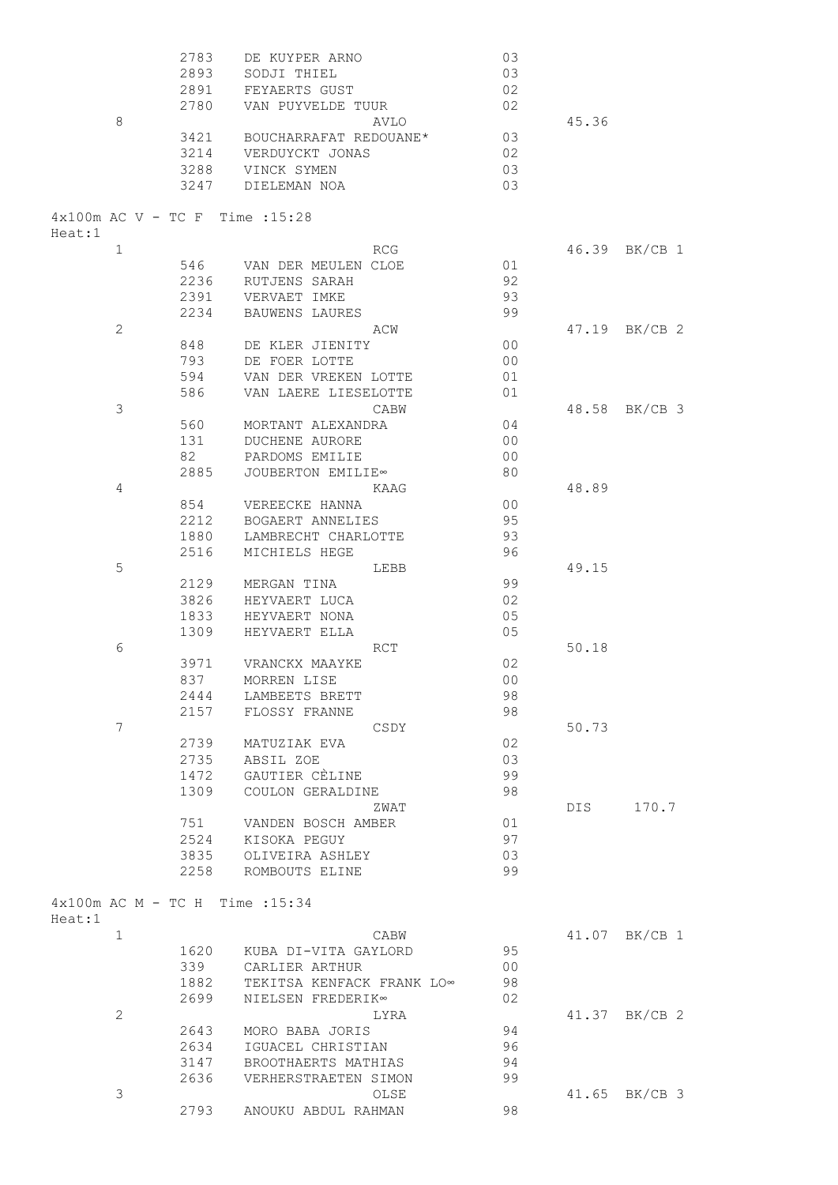```
          2783   DE KUYPER ARNO                03
          2893   SODJI THIEL                   03
          2891   FEYAERTS GUST                 02
          2780   VAN PUYVELDE TUUR             02
    8                            AVLO                    45.36
          3421   BOUCHARRAFAT REDOUANE*        03
          3214   VERDUYCKT JONAS               02
          3288   VINCK SYMEN                   03
          3247   DIELEMAN NOA                  03

4x100m AC V - TC F  Time :15:28
Heat:1
    1                            RCG                     46.39  BK/CB 1
          546    VAN DER MEULEN CLOE           01
          2236   RUTJENS SARAH                 92
          2391   VERVAET IMKE                  93
          2234   BAUWENS LAURES                99
    2                            ACW                     47.19  BK/CB 2
          848    DE KLER JIENITY               00
          793    DE FOER LOTTE                 00
          594    VAN DER VREKEN LOTTE          01
          586    VAN LAERE LIESELOTTE          01
    3                            CABW                    48.58  BK/CB 3
          560    MORTANT ALEXANDRA             04
          131    DUCHENE AURORE                00
          82     PARDOMS EMILIE                00
          2885   JOUBERTON EMILIE∞             80
    4                            KAAG                    48.89
          854    VEREECKE HANNA                00
          2212   BOGAERT ANNELIES              95
          1880   LAMBRECHT CHARLOTTE           93
          2516   MICHIELS HEGE                 96
    5                            LEBB                    49.15
          2129   MERGAN TINA                   99
          3826   HEYVAERT LUCA                 02
          1833   HEYVAERT NONA                 05
          1309   HEYVAERT ELLA                 05
    6                            RCT                     50.18
          3971   VRANCKX MAAYKE                02
          837    MORREN LISE                   00
          2444   LAMBEETS BRETT                98
          2157   FLOSSY FRANNE                 98
    7                            CSDY                    50.73
          2739   MATUZIAK EVA                  02
          2735   ABSIL ZOE                     03
          1472   GAUTIER CÈLINE                99
          1309   COULON GERALDINE              98
                                 ZWAT                    DIS    170.7
          751    VANDEN BOSCH AMBER            01
          2524   KISOKA PEGUY                  97
          3835   OLIVEIRA ASHLEY               03
          2258   ROMBOUTS ELINE                99

4x100m AC M - TC H  Time :15:34
Heat:1
    1                            CABW                    41.07  BK/CB 1
          1620   KUBA DI-VITA GAYLORD          95
          339    CARLIER ARTHUR                00
          1882   TEKITSA KENFACK FRANK LO∞     98
          2699   NIELSEN FREDERIK∞             02
    2                            LYRA                    41.37  BK/CB 2
          2643   MORO BABA JORIS               94
          2634   IGUACEL CHRISTIAN             96
          3147   BROOTHAERTS MATHIAS           94
          2636   VERHERSTRAETEN SIMON          99
    3                            OLSE                    41.65  BK/CB 3
          2793   ANOUKU ABDUL RAHMAN           98
```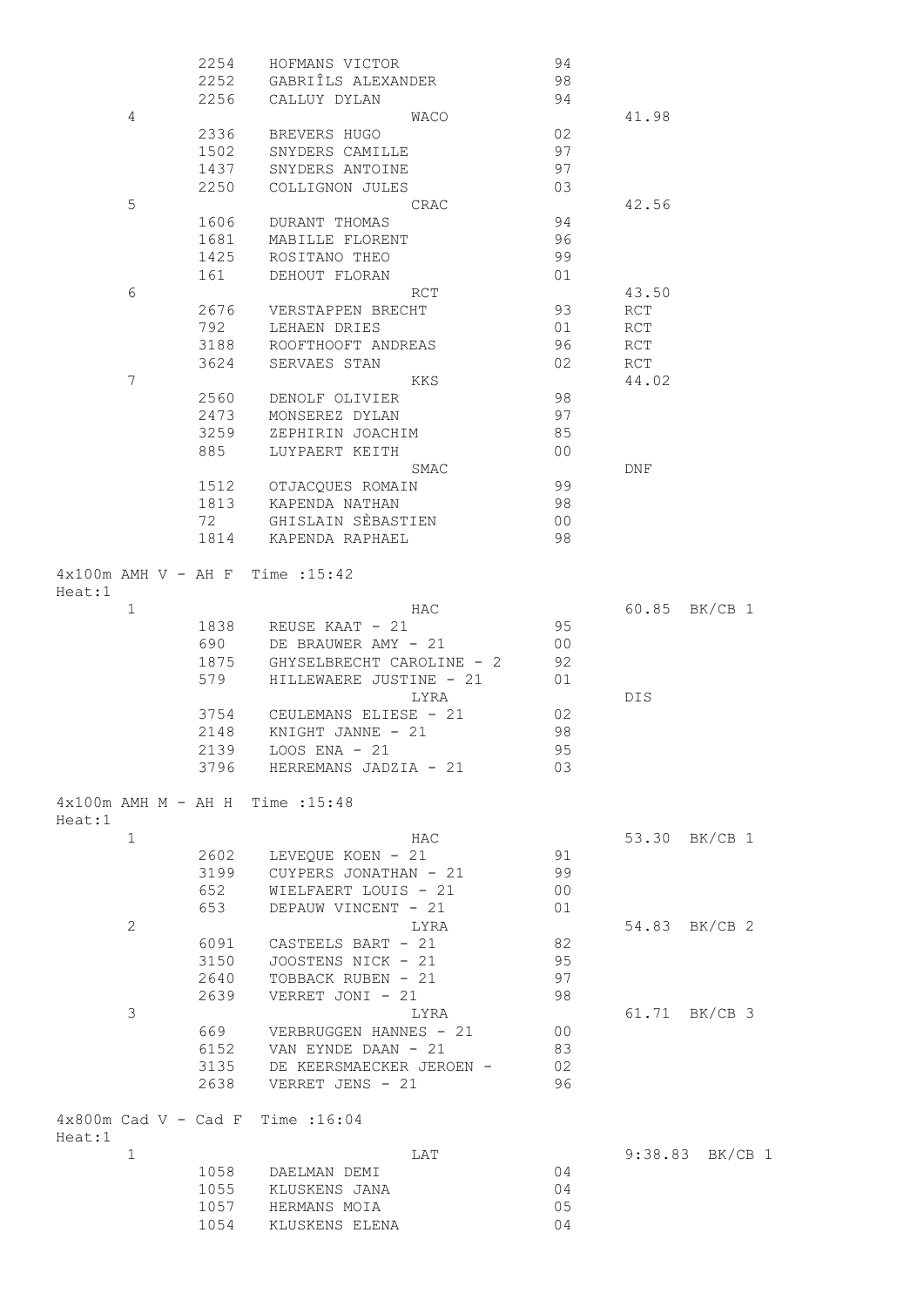| | | | | |
|---|---|---|---|---|
| | 2254 | HOFMANS VICTOR | 94 | |
| | 2252 | GABRIÎLS ALEXANDER | 98 | |
| | 2256 | CALLUY DYLAN | 94 | |
| 4 | | WACO | | 41.98 |
| | 2336 | BREVERS HUGO | 02 | |
| | 1502 | SNYDERS CAMILLE | 97 | |
| | 1437 | SNYDERS ANTOINE | 97 | |
| | 2250 | COLLIGNON JULES | 03 | |
| 5 | | CRAC | | 42.56 |
| | 1606 | DURANT THOMAS | 94 | |
| | 1681 | MABILLE FLORENT | 96 | |
| | 1425 | ROSITANO THEO | 99 | |
| | 161 | DEHOUT FLORAN | 01 | |
| 6 | | RCT | | 43.50 |
| | 2676 | VERSTAPPEN BRECHT | 93 | RCT |
| | 792 | LEHAEN DRIES | 01 | RCT |
| | 3188 | ROOFTHOOFT ANDREAS | 96 | RCT |
| | 3624 | SERVAES STAN | 02 | RCT |
| 7 | | KKS | | 44.02 |
| | 2560 | DENOLF OLIVIER | 98 | |
| | 2473 | MONSEREZ DYLAN | 97 | |
| | 3259 | ZEPHIRIN JOACHIM | 85 | |
| | 885 | LUYPAERT KEITH | 00 | |
| | | SMAC | | DNF |
| | 1512 | OTJACQUES ROMAIN | 99 | |
| | 1813 | KAPENDA NATHAN | 98 | |
| | 72 | GHISLAIN SÈBASTIEN | 00 | |
| | 1814 | KAPENDA RAPHAEL | 98 | |

4x100m AMH V - AH F Time :15:42

Heat:1

| | | | | |
|---|---|---|---|---|
| 1 | | HAC | | 60.85 BK/CB 1 |
| | 1838 | REUSE KAAT - 21 | 95 | |
| | 690 | DE BRAUWER AMY - 21 | 00 | |
| | 1875 | GHYSELBRECHT CAROLINE - 2 | 92 | |
| | 579 | HILLEWAERE JUSTINE - 21 | 01 | |
| | | LYRA | | DIS |
| | 3754 | CEULEMANS ELIESE - 21 | 02 | |
| | 2148 | KNIGHT JANNE - 21 | 98 | |
| | 2139 | LOOS ENA - 21 | 95 | |
| | 3796 | HERREMANS JADZIA - 21 | 03 | |

4x100m AMH M - AH H Time :15:48

Heat:1

| | | | | |
|---|---|---|---|---|
| 1 | | HAC | | 53.30 BK/CB 1 |
| | 2602 | LEVEQUE KOEN - 21 | 91 | |
| | 3199 | CUYPERS JONATHAN - 21 | 99 | |
| | 652 | WIELFAERT LOUIS - 21 | 00 | |
| | 653 | DEPAUW VINCENT - 21 | 01 | |
| 2 | | LYRA | | 54.83 BK/CB 2 |
| | 6091 | CASTEELS BART - 21 | 82 | |
| | 3150 | JOOSTENS NICK - 21 | 95 | |
| | 2640 | TOBBACK RUBEN - 21 | 97 | |
| | 2639 | VERRET JONI - 21 | 98 | |
| 3 | | LYRA | | 61.71 BK/CB 3 |
| | 669 | VERBRUGGEN HANNES - 21 | 00 | |
| | 6152 | VAN EYNDE DAAN - 21 | 83 | |
| | 3135 | DE KEERSMAECKER JEROEN - | 02 | |
| | 2638 | VERRET JENS - 21 | 96 | |

4x800m Cad V - Cad F Time :16:04

Heat:1

| | | | | |
|---|---|---|---|---|
| 1 | | LAT | | 9:38.83 BK/CB 1 |
| | 1058 | DAELMAN DEMI | 04 | |
| | 1055 | KLUSKENS JANA | 04 | |
| | 1057 | HERMANS MOIA | 05 | |
| | 1054 | KLUSKENS ELENA | 04 | |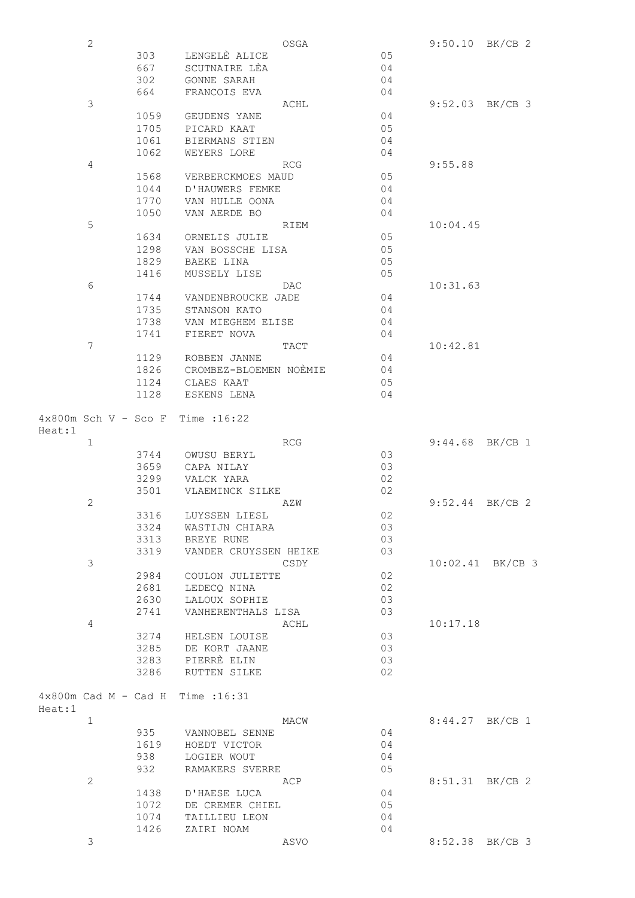| Place | Bib | Name | Club | Year | Time | Record |
|---|---|---|---|---|---|---|
| 2 | | | OSGA | | 9:50.10 | BK/CB 2 |
| | 303 | LENGELÈ ALICE | | 05 | | |
| | 667 | SCUTNAIRE LÈA | | 04 | | |
| | 302 | GONNE SARAH | | 04 | | |
| | 664 | FRANCOIS EVA | | 04 | | |
| 3 | | | ACHL | | 9:52.03 | BK/CB 3 |
| | 1059 | GEUDENS YANE | | 04 | | |
| | 1705 | PICARD KAAT | | 05 | | |
| | 1061 | BIERMANS STIEN | | 04 | | |
| | 1062 | WEYERS LORE | | 04 | | |
| 4 | | | RCG | | 9:55.88 | |
| | 1568 | VERBERCKMOES MAUD | | 05 | | |
| | 1044 | D'HAUWERS FEMKE | | 04 | | |
| | 1770 | VAN HULLE OONA | | 04 | | |
| | 1050 | VAN AERDE BO | | 04 | | |
| 5 | | | RIEM | | 10:04.45 | |
| | 1634 | ORNELIS JULIE | | 05 | | |
| | 1298 | VAN BOSSCHE LISA | | 05 | | |
| | 1829 | BAEKE LINA | | 05 | | |
| | 1416 | MUSSELY LISE | | 05 | | |
| 6 | | | DAC | | 10:31.63 | |
| | 1744 | VANDENBROUCKE JADE | | 04 | | |
| | 1735 | STANSON KATO | | 04 | | |
| | 1738 | VAN MIEGHEM ELISE | | 04 | | |
| | 1741 | FIERET NOVA | | 04 | | |
| 7 | | | TACT | | 10:42.81 | |
| | 1129 | ROBBEN JANNE | | 04 | | |
| | 1826 | CROMBEZ-BLOEMEN NOÈMIE | | 04 | | |
| | 1124 | CLAES KAAT | | 05 | | |
| | 1128 | ESKENS LENA | | 04 | | |

4x800m Sch V - Sco F  Time :16:22

Heat:1

| Place | Bib | Name | Club | Year | Time | Record |
|---|---|---|---|---|---|---|
| 1 | | | RCG | | 9:44.68 | BK/CB 1 |
| | 3744 | OWUSU BERYL | | 03 | | |
| | 3659 | CAPA NILAY | | 03 | | |
| | 3299 | VALCK YARA | | 02 | | |
| | 3501 | VLAEMINCK SILKE | | 02 | | |
| 2 | | | AZW | | 9:52.44 | BK/CB 2 |
| | 3316 | LUYSSEN LIESL | | 02 | | |
| | 3324 | WASTIJN CHIARA | | 03 | | |
| | 3313 | BREYE RUNE | | 03 | | |
| | 3319 | VANDER CRUYSSEN HEIKE | | 03 | | |
| 3 | | | CSDY | | 10:02.41 | BK/CB 3 |
| | 2984 | COULON JULIETTE | | 02 | | |
| | 2681 | LEDECQ NINA | | 02 | | |
| | 2630 | LALOUX SOPHIE | | 03 | | |
| | 2741 | VANHERENTHALS LISA | | 03 | | |
| 4 | | | ACHL | | 10:17.18 | |
| | 3274 | HELSEN LOUISE | | 03 | | |
| | 3285 | DE KORT JAANE | | 03 | | |
| | 3283 | PIERRÈ ELIN | | 03 | | |
| | 3286 | RUTTEN SILKE | | 02 | | |

4x800m Cad M - Cad H  Time :16:31

Heat:1

| Place | Bib | Name | Club | Year | Time | Record |
|---|---|---|---|---|---|---|
| 1 | | | MACW | | 8:44.27 | BK/CB 1 |
| | 935 | VANNOBEL SENNE | | 04 | | |
| | 1619 | HOEDT VICTOR | | 04 | | |
| | 938 | LOGIER WOUT | | 04 | | |
| | 932 | RAMAKERS SVERRE | | 05 | | |
| 2 | | | ACP | | 8:51.31 | BK/CB 2 |
| | 1438 | D'HAESE LUCA | | 04 | | |
| | 1072 | DE CREMER CHIEL | | 05 | | |
| | 1074 | TAILLIEU LEON | | 04 | | |
| | 1426 | ZAIRI NOAM | | 04 | | |
| 3 | | | ASVO | | 8:52.38 | BK/CB 3 |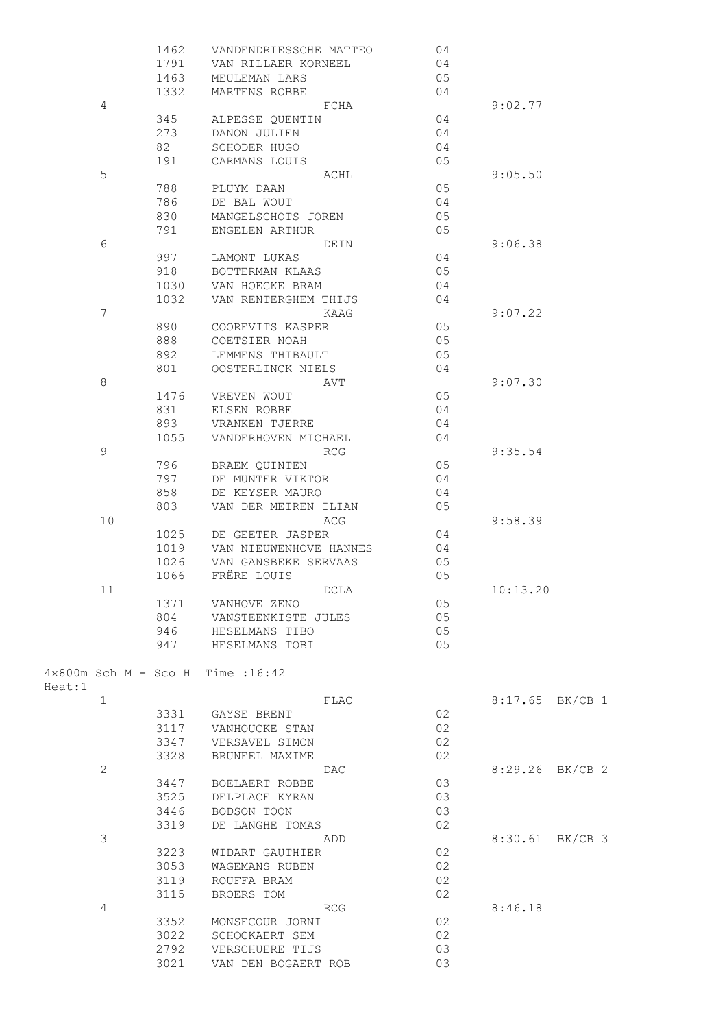```
          1462   VANDENDRIESSCHE MATTEO        04
          1791   VAN RILLAER KORNEEL           04
          1463   MEULEMAN LARS                 05
          1332   MARTENS ROBBE                 04
     4                           FCHA                      9:02.77
          345    ALPESSE QUENTIN               04
          273    DANON JULIEN                  04
          82     SCHODER HUGO                  04
          191    CARMANS LOUIS                 05
     5                           ACHL                      9:05.50
          788    PLUYM DAAN                    05
          786    DE BAL WOUT                   04
          830    MANGELSCHOTS JOREN            05
          791    ENGELEN ARTHUR                05
     6                           DEIN                      9:06.38
          997    LAMONT LUKAS                  04
          918    BOTTERMAN KLAAS               05
          1030   VAN HOECKE BRAM               04
          1032   VAN RENTERGHEM THIJS          04
     7                           KAAG                      9:07.22
          890    COOREVITS KASPER              05
          888    COETSIER NOAH                 05
          892    LEMMENS THIBAULT              05
          801    OOSTERLINCK NIELS             04
     8                           AVT                       9:07.30
          1476   VREVEN WOUT                   05
          831    ELSEN ROBBE                   04
          893    VRANKEN TJERRE                04
          1055   VANDERHOVEN MICHAEL           04
     9                           RCG                       9:35.54
          796    BRAEM QUINTEN                 05
          797    DE MUNTER VIKTOR              04
          858    DE KEYSER MAURO               04
          803    VAN DER MEIREN ILIAN          05
     10                          ACG                       9:58.39
          1025   DE GEETER JASPER              04
          1019   VAN NIEUWENHOVE HANNES        04
          1026   VAN GANSBEKE SERVAAS          05
          1066   FRËRE LOUIS                   05
     11                          DCLA                      10:13.20
          1371   VANHOVE ZENO                  05
          804    VANSTEENKISTE JULES           05
          946    HESELMANS TIBO                05
          947    HESELMANS TOBI                05

4x800m Sch M - Sco H  Time :16:42
Heat:1
     1                           FLAC                      8:17.65  BK/CB 1
          3331   GAYSE BRENT                   02
          3117   VANHOUCKE STAN                02
          3347   VERSAVEL SIMON                02
          3328   BRUNEEL MAXIME                02
     2                           DAC                       8:29.26  BK/CB 2
          3447   BOELAERT ROBBE                03
          3525   DELPLACE KYRAN                03
          3446   BODSON TOON                   03
          3319   DE LANGHE TOMAS               02
     3                           ADD                       8:30.61  BK/CB 3
          3223   WIDART GAUTHIER               02
          3053   WAGEMANS RUBEN                02
          3119   ROUFFA BRAM                   02
          3115   BROERS TOM                    02
     4                           RCG                       8:46.18
          3352   MONSECOUR JORNI               02
          3022   SCHOCKAERT SEM                02
          2792   VERSCHUERE TIJS               03
          3021   VAN DEN BOGAERT ROB           03
```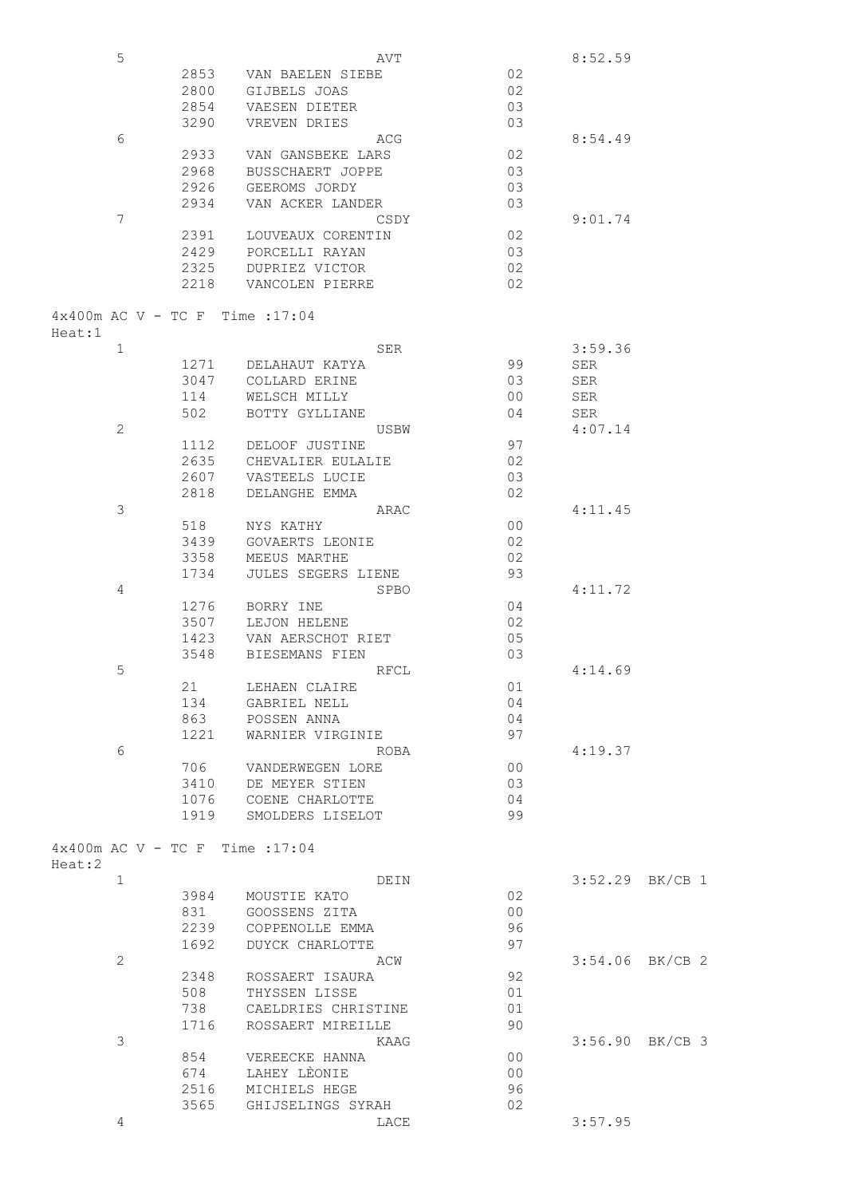| | | | | | |
|---|---|---|---|---|---|
| 5 | | AVT | | 8:52.59 | |
| | 2853 | VAN BAELEN SIEBE | 02 | | |
| | 2800 | GIJBELS JOAS | 02 | | |
| | 2854 | VAESEN DIETER | 03 | | |
| | 3290 | VREVEN DRIES | 03 | | |
| 6 | | ACG | | 8:54.49 | |
| | 2933 | VAN GANSBEKE LARS | 02 | | |
| | 2968 | BUSSCHAERT JOPPE | 03 | | |
| | 2926 | GEEROMS JORDY | 03 | | |
| | 2934 | VAN ACKER LANDER | 03 | | |
| 7 | | CSDY | | 9:01.74 | |
| | 2391 | LOUVEAUX CORENTIN | 02 | | |
| | 2429 | PORCELLI RAYAN | 03 | | |
| | 2325 | DUPRIEZ VICTOR | 02 | | |
| | 2218 | VANCOLEN PIERRE | 02 | | |

4x400m AC V - TC F Time :17:04

Heat:1

| | | | | | |
|---|---|---|---|---|---|
| 1 | | SER | | 3:59.36 | |
| | 1271 | DELAHAUT KATYA | 99 | SER | |
| | 3047 | COLLARD ERINE | 03 | SER | |
| | 114 | WELSCH MILLY | 00 | SER | |
| | 502 | BOTTY GYLLIANE | 04 | SER | |
| 2 | | USBW | | 4:07.14 | |
| | 1112 | DELOOF JUSTINE | 97 | | |
| | 2635 | CHEVALIER EULALIE | 02 | | |
| | 2607 | VASTEELS LUCIE | 03 | | |
| | 2818 | DELANGHE EMMA | 02 | | |
| 3 | | ARAC | | 4:11.45 | |
| | 518 | NYS KATHY | 00 | | |
| | 3439 | GOVAERTS LEONIE | 02 | | |
| | 3358 | MEEUS MARTHE | 02 | | |
| | 1734 | JULES SEGERS LIENE | 93 | | |
| 4 | | SPBO | | 4:11.72 | |
| | 1276 | BORRY INE | 04 | | |
| | 3507 | LEJON HELENE | 02 | | |
| | 1423 | VAN AERSCHOT RIET | 05 | | |
| | 3548 | BIESEMANS FIEN | 03 | | |
| 5 | | RFCL | | 4:14.69 | |
| | 21 | LEHAEN CLAIRE | 01 | | |
| | 134 | GABRIEL NELL | 04 | | |
| | 863 | POSSEN ANNA | 04 | | |
| | 1221 | WARNIER VIRGINIE | 97 | | |
| 6 | | ROBA | | 4:19.37 | |
| | 706 | VANDERWEGEN LORE | 00 | | |
| | 3410 | DE MEYER STIEN | 03 | | |
| | 1076 | COENE CHARLOTTE | 04 | | |
| | 1919 | SMOLDERS LISELOT | 99 | | |

4x400m AC V - TC F Time :17:04

Heat:2

| | | | | | |
|---|---|---|---|---|---|
| 1 | | DEIN | | 3:52.29 | BK/CB 1 |
| | 3984 | MOUSTIE KATO | 02 | | |
| | 831 | GOOSSENS ZITA | 00 | | |
| | 2239 | COPPENOLLE EMMA | 96 | | |
| | 1692 | DUYCK CHARLOTTE | 97 | | |
| 2 | | ACW | | 3:54.06 | BK/CB 2 |
| | 2348 | ROSSAERT ISAURA | 92 | | |
| | 508 | THYSSEN LISSE | 01 | | |
| | 738 | CAELDRIES CHRISTINE | 01 | | |
| | 1716 | ROSSAERT MIREILLE | 90 | | |
| 3 | | KAAG | | 3:56.90 | BK/CB 3 |
| | 854 | VEREECKE HANNA | 00 | | |
| | 674 | LAHEY LÈONIE | 00 | | |
| | 2516 | MICHIELS HEGE | 96 | | |
| | 3565 | GHIJSELINGS SYRAH | 02 | | |
| 4 | | LACE | | 3:57.95 | |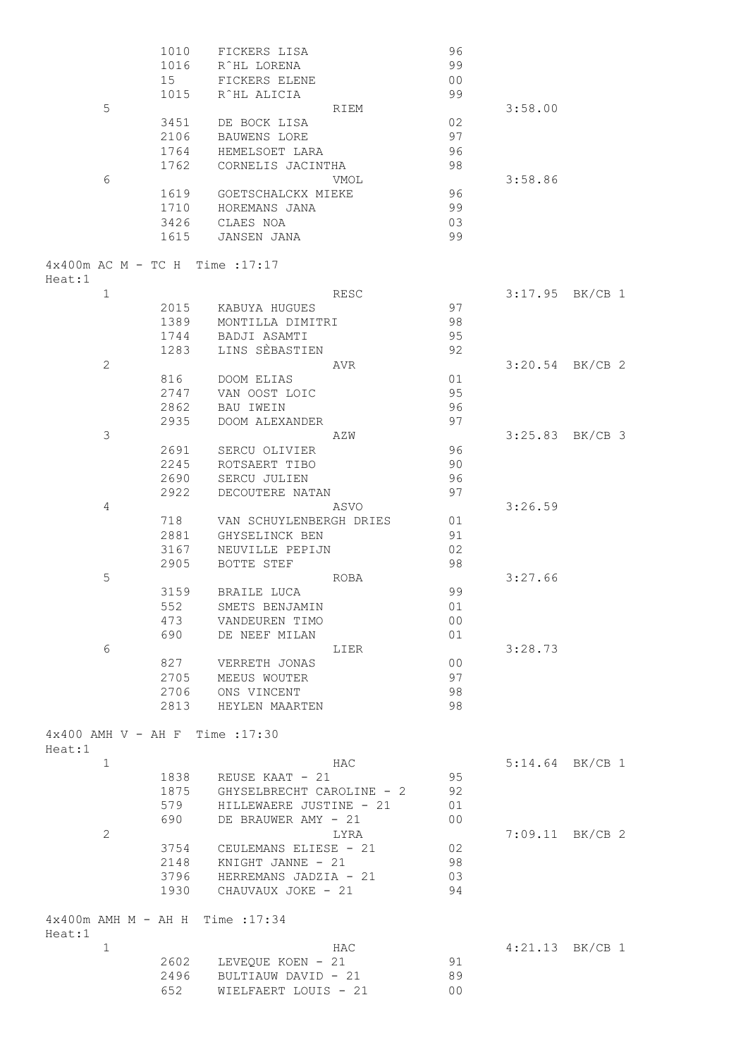| | | | | |
|---|---|---|---|---|
| | 1010 | FICKERS LISA | 96 | |
| | 1016 | R^HL LORENA | 99 | |
| | 15 | FICKERS ELENE | 00 | |
| | 1015 | R^HL ALICIA | 99 | |
| 5 | | RIEM | | 3:58.00 |
| | 3451 | DE BOCK LISA | 02 | |
| | 2106 | BAUWENS LORE | 97 | |
| | 1764 | HEMELSOET LARA | 96 | |
| | 1762 | CORNELIS JACINTHA | 98 | |
| 6 | | VMOL | | 3:58.86 |
| | 1619 | GOETSCHALCKX MIEKE | 96 | |
| | 1710 | HOREMANS JANA | 99 | |
| | 3426 | CLAES NOA | 03 | |
| | 1615 | JANSEN JANA | 99 | |

4x400m AC M - TC H Time :17:17

Heat:1

| | | | | | |
|---|---|---|---|---|---|
| 1 | | RESC | | 3:17.95 | BK/CB 1 |
| | 2015 | KABUYA HUGUES | 97 | | |
| | 1389 | MONTILLA DIMITRI | 98 | | |
| | 1744 | BADJI ASAMTI | 95 | | |
| | 1283 | LINS SÈBASTIEN | 92 | | |
| 2 | | AVR | | 3:20.54 | BK/CB 2 |
| | 816 | DOOM ELIAS | 01 | | |
| | 2747 | VAN OOST LOIC | 95 | | |
| | 2862 | BAU IWEIN | 96 | | |
| | 2935 | DOOM ALEXANDER | 97 | | |
| 3 | | AZW | | 3:25.83 | BK/CB 3 |
| | 2691 | SERCU OLIVIER | 96 | | |
| | 2245 | ROTSAERT TIBO | 90 | | |
| | 2690 | SERCU JULIEN | 96 | | |
| | 2922 | DECOUTERE NATAN | 97 | | |
| 4 | | ASVO | | 3:26.59 | |
| | 718 | VAN SCHUYLENBERGH DRIES | 01 | | |
| | 2881 | GHYSELINCK BEN | 91 | | |
| | 3167 | NEUVILLE PEPIJN | 02 | | |
| | 2905 | BOTTE STEF | 98 | | |
| 5 | | ROBA | | 3:27.66 | |
| | 3159 | BRAILE LUCA | 99 | | |
| | 552 | SMETS BENJAMIN | 01 | | |
| | 473 | VANDEUREN TIMO | 00 | | |
| | 690 | DE NEEF MILAN | 01 | | |
| 6 | | LIER | | 3:28.73 | |
| | 827 | VERRETH JONAS | 00 | | |
| | 2705 | MEEUS WOUTER | 97 | | |
| | 2706 | ONS VINCENT | 98 | | |
| | 2813 | HEYLEN MAARTEN | 98 | | |

4x400 AMH V - AH F Time :17:30

Heat:1

| | | | | | |
|---|---|---|---|---|---|
| 1 | | HAC | | 5:14.64 | BK/CB 1 |
| | 1838 | REUSE KAAT - 21 | 95 | | |
| | 1875 | GHYSELBRECHT CAROLINE - 2 | 92 | | |
| | 579 | HILLEWAERE JUSTINE - 21 | 01 | | |
| | 690 | DE BRAUWER AMY - 21 | 00 | | |
| 2 | | LYRA | | 7:09.11 | BK/CB 2 |
| | 3754 | CEULEMANS ELIESE - 21 | 02 | | |
| | 2148 | KNIGHT JANNE - 21 | 98 | | |
| | 3796 | HERREMANS JADZIA - 21 | 03 | | |
| | 1930 | CHAUVAUX JOKE - 21 | 94 | | |

4x400m AMH M - AH H Time :17:34

Heat:1

| | | | | | |
|---|---|---|---|---|---|
| 1 | | HAC | | 4:21.13 | BK/CB 1 |
| | 2602 | LEVEQUE KOEN - 21 | 91 | | |
| | 2496 | BULTIAUW DAVID - 21 | 89 | | |
| | 652 | WIELFAERT LOUIS - 21 | 00 | | |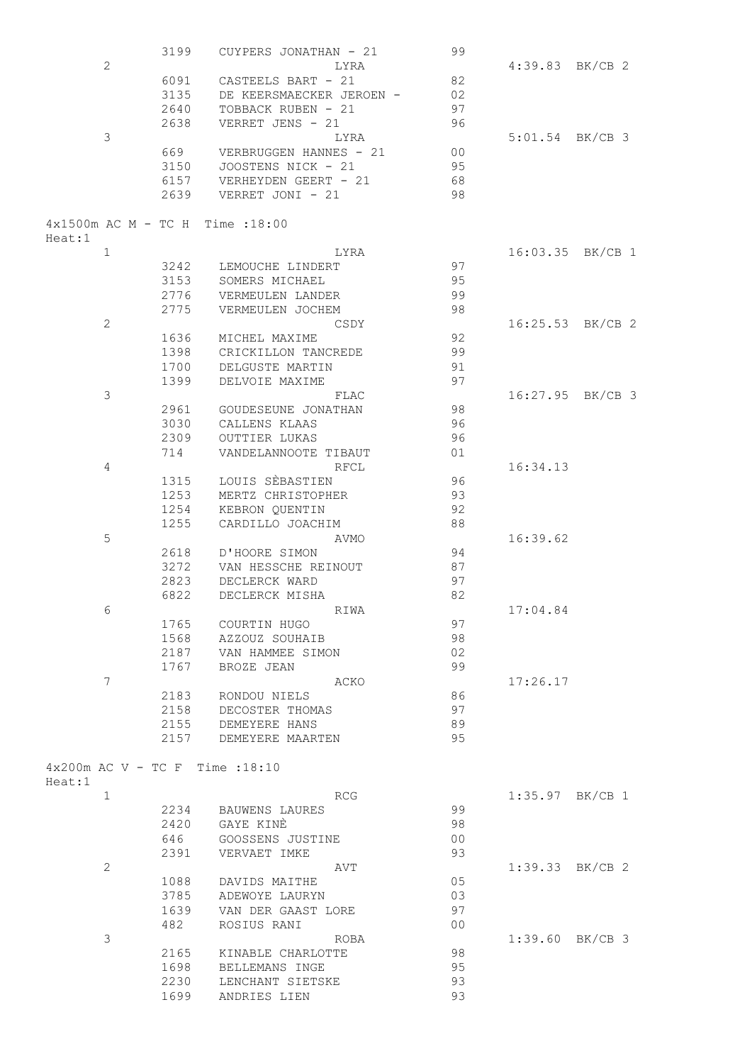|  | 3199 | CUYPERS JONATHAN - 21 | 99 |  |
|---|---|---|---|---|
| 2 |  | LYRA |  | 4:39.83 BK/CB 2 |
|  | 6091 | CASTEELS BART - 21 | 82 |  |
|  | 3135 | DE KEERSMAECKER JEROEN - | 02 |  |
|  | 2640 | TOBBACK RUBEN - 21 | 97 |  |
|  | 2638 | VERRET JENS - 21 | 96 |  |
| 3 |  | LYRA |  | 5:01.54 BK/CB 3 |
|  | 669 | VERBRUGGEN HANNES - 21 | 00 |  |
|  | 3150 | JOOSTENS NICK - 21 | 95 |  |
|  | 6157 | VERHEYDEN GEERT - 21 | 68 |  |
|  | 2639 | VERRET JONI - 21 | 98 |  |

4x1500m AC M - TC H  Time :18:00

Heat:1

| Place | Nr | Name | Year | Result |
|---|---|---|---|---|
| 1 |  | LYRA |  | 16:03.35 BK/CB 1 |
|  | 3242 | LEMOUCHE LINDERT | 97 |  |
|  | 3153 | SOMERS MICHAEL | 95 |  |
|  | 2776 | VERMEULEN LANDER | 99 |  |
|  | 2775 | VERMEULEN JOCHEM | 98 |  |
| 2 |  | CSDY |  | 16:25.53 BK/CB 2 |
|  | 1636 | MICHEL MAXIME | 92 |  |
|  | 1398 | CRICKILLON TANCREDE | 99 |  |
|  | 1700 | DELGUSTE MARTIN | 91 |  |
|  | 1399 | DELVOIE MAXIME | 97 |  |
| 3 |  | FLAC |  | 16:27.95 BK/CB 3 |
|  | 2961 | GOUDESEUNE JONATHAN | 98 |  |
|  | 3030 | CALLENS KLAAS | 96 |  |
|  | 2309 | OUTTIER LUKAS | 96 |  |
|  | 714 | VANDELANNOOTE TIBAUT | 01 |  |
| 4 |  | RFCL |  | 16:34.13 |
|  | 1315 | LOUIS SÈBASTIEN | 96 |  |
|  | 1253 | MERTZ CHRISTOPHER | 93 |  |
|  | 1254 | KEBRON QUENTIN | 92 |  |
|  | 1255 | CARDILLO JOACHIM | 88 |  |
| 5 |  | AVMO |  | 16:39.62 |
|  | 2618 | D'HOORE SIMON | 94 |  |
|  | 3272 | VAN HESSCHE REINOUT | 87 |  |
|  | 2823 | DECLERCK WARD | 97 |  |
|  | 6822 | DECLERCK MISHA | 82 |  |
| 6 |  | RIWA |  | 17:04.84 |
|  | 1765 | COURTIN HUGO | 97 |  |
|  | 1568 | AZZOUZ SOUHAIB | 98 |  |
|  | 2187 | VAN HAMMEE SIMON | 02 |  |
|  | 1767 | BROZE JEAN | 99 |  |
| 7 |  | ACKO |  | 17:26.17 |
|  | 2183 | RONDOU NIELS | 86 |  |
|  | 2158 | DECOSTER THOMAS | 97 |  |
|  | 2155 | DEMEYERE HANS | 89 |  |
|  | 2157 | DEMEYERE MAARTEN | 95 |  |

4x200m AC V - TC F  Time :18:10

Heat:1

| Place | Nr | Name | Year | Result |
|---|---|---|---|---|
| 1 |  | RCG |  | 1:35.97 BK/CB 1 |
|  | 2234 | BAUWENS LAURES | 99 |  |
|  | 2420 | GAYE KINÈ | 98 |  |
|  | 646 | GOOSSENS JUSTINE | 00 |  |
|  | 2391 | VERVAET IMKE | 93 |  |
| 2 |  | AVT |  | 1:39.33 BK/CB 2 |
|  | 1088 | DAVIDS MAITHE | 05 |  |
|  | 3785 | ADEWOYE LAURYN | 03 |  |
|  | 1639 | VAN DER GAAST LORE | 97 |  |
|  | 482 | ROSIUS RANI | 00 |  |
| 3 |  | ROBA |  | 1:39.60 BK/CB 3 |
|  | 2165 | KINABLE CHARLOTTE | 98 |  |
|  | 1698 | BELLEMANS INGE | 95 |  |
|  | 2230 | LENCHANT SIETSKE | 93 |  |
|  | 1699 | ANDRIES LIEN | 93 |  |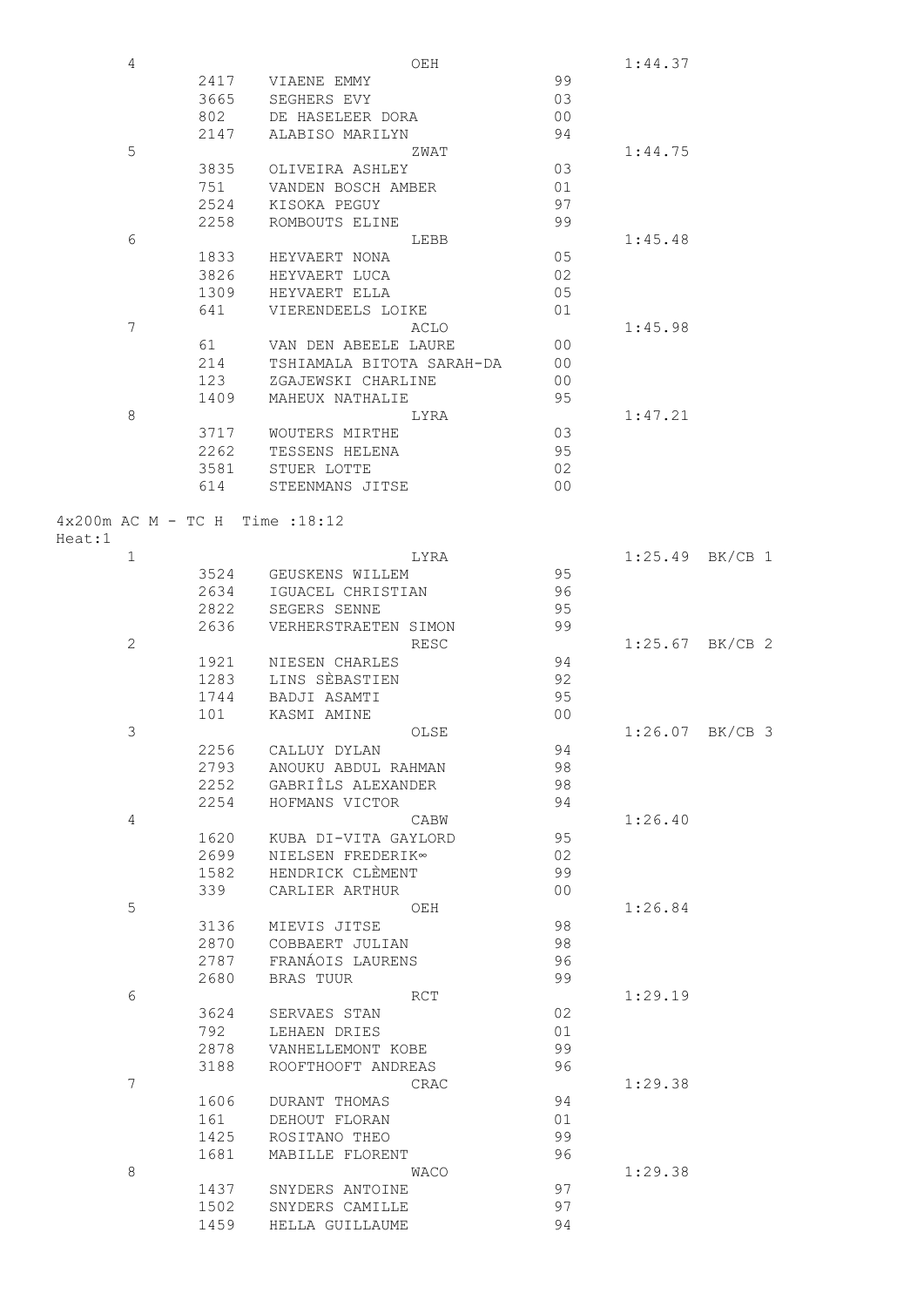| | | | | | |
|---|---|---|---|---|---|
| 4 | | OEH | | 1:44.37 | |
| | 2417 | VIAENE EMMY | 99 | | |
| | 3665 | SEGHERS EVY | 03 | | |
| | 802 | DE HASELEER DORA | 00 | | |
| | 2147 | ALABISO MARILYN | 94 | | |
| 5 | | ZWAT | | 1:44.75 | |
| | 3835 | OLIVEIRA ASHLEY | 03 | | |
| | 751 | VANDEN BOSCH AMBER | 01 | | |
| | 2524 | KISOKA PEGUY | 97 | | |
| | 2258 | ROMBOUTS ELINE | 99 | | |
| 6 | | LEBB | | 1:45.48 | |
| | 1833 | HEYVAERT NONA | 05 | | |
| | 3826 | HEYVAERT LUCA | 02 | | |
| | 1309 | HEYVAERT ELLA | 05 | | |
| | 641 | VIERENDEELS LOIKE | 01 | | |
| 7 | | ACLO | | 1:45.98 | |
| | 61 | VAN DEN ABEELE LAURE | 00 | | |
| | 214 | TSHIAMALA BITOTA SARAH-DA | 00 | | |
| | 123 | ZGAJEWSKI CHARLINE | 00 | | |
| | 1409 | MAHEUX NATHALIE | 95 | | |
| 8 | | LYRA | | 1:47.21 | |
| | 3717 | WOUTERS MIRTHE | 03 | | |
| | 2262 | TESSENS HELENA | 95 | | |
| | 3581 | STUER LOTTE | 02 | | |
| | 614 | STEENMANS JITSE | 00 | | |

4x200m AC M - TC H Time :18:12

Heat:1

| | | | | | |
|---|---|---|---|---|---|
| 1 | | LYRA | | 1:25.49 | BK/CB 1 |
| | 3524 | GEUSKENS WILLEM | 95 | | |
| | 2634 | IGUACEL CHRISTIAN | 96 | | |
| | 2822 | SEGERS SENNE | 95 | | |
| | 2636 | VERHERSTRAETEN SIMON | 99 | | |
| 2 | | RESC | | 1:25.67 | BK/CB 2 |
| | 1921 | NIESEN CHARLES | 94 | | |
| | 1283 | LINS SÈBASTIEN | 92 | | |
| | 1744 | BADJI ASAMTI | 95 | | |
| | 101 | KASMI AMINE | 00 | | |
| 3 | | OLSE | | 1:26.07 | BK/CB 3 |
| | 2256 | CALLUY DYLAN | 94 | | |
| | 2793 | ANOUKU ABDUL RAHMAN | 98 | | |
| | 2252 | GABRIÎLS ALEXANDER | 98 | | |
| | 2254 | HOFMANS VICTOR | 94 | | |
| 4 | | CABW | | 1:26.40 | |
| | 1620 | KUBA DI-VITA GAYLORD | 95 | | |
| | 2699 | NIELSEN FREDERIK∞ | 02 | | |
| | 1582 | HENDRICK CLÈMENT | 99 | | |
| | 339 | CARLIER ARTHUR | 00 | | |
| 5 | | OEH | | 1:26.84 | |
| | 3136 | MIEVIS JITSE | 98 | | |
| | 2870 | COBBAERT JULIAN | 98 | | |
| | 2787 | FRANÁOIS LAURENS | 96 | | |
| | 2680 | BRAS TUUR | 99 | | |
| 6 | | RCT | | 1:29.19 | |
| | 3624 | SERVAES STAN | 02 | | |
| | 792 | LEHAEN DRIES | 01 | | |
| | 2878 | VANHELLEMONT KOBE | 99 | | |
| | 3188 | ROOFTHOOFT ANDREAS | 96 | | |
| 7 | | CRAC | | 1:29.38 | |
| | 1606 | DURANT THOMAS | 94 | | |
| | 161 | DEHOUT FLORAN | 01 | | |
| | 1425 | ROSITANO THEO | 99 | | |
| | 1681 | MABILLE FLORENT | 96 | | |
| 8 | | WACO | | 1:29.38 | |
| | 1437 | SNYDERS ANTOINE | 97 | | |
| | 1502 | SNYDERS CAMILLE | 97 | | |
| | 1459 | HELLA GUILLAUME | 94 | | |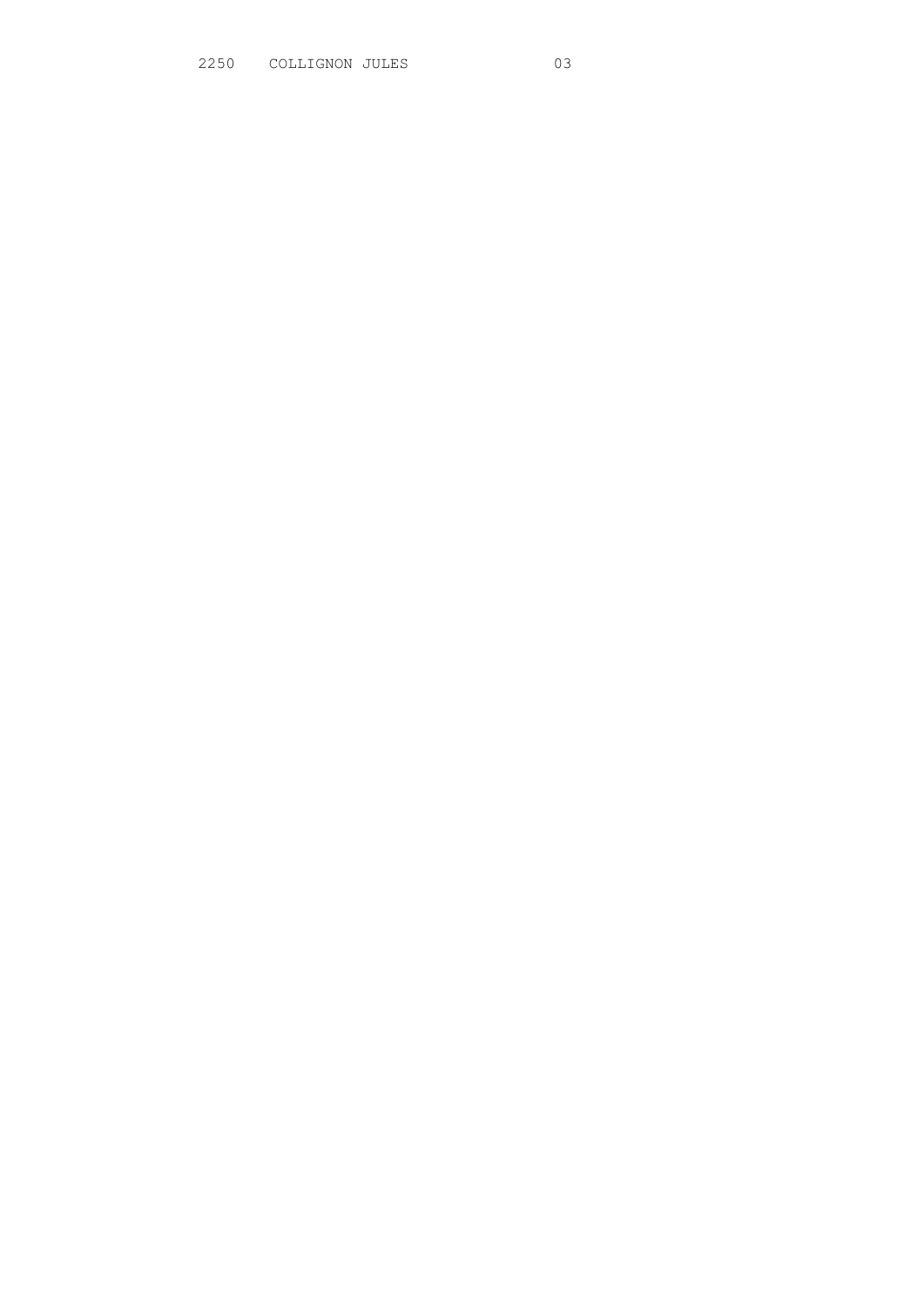| | | |
|---|---|---|
| 2250 | COLLIGNON JULES | 03 |